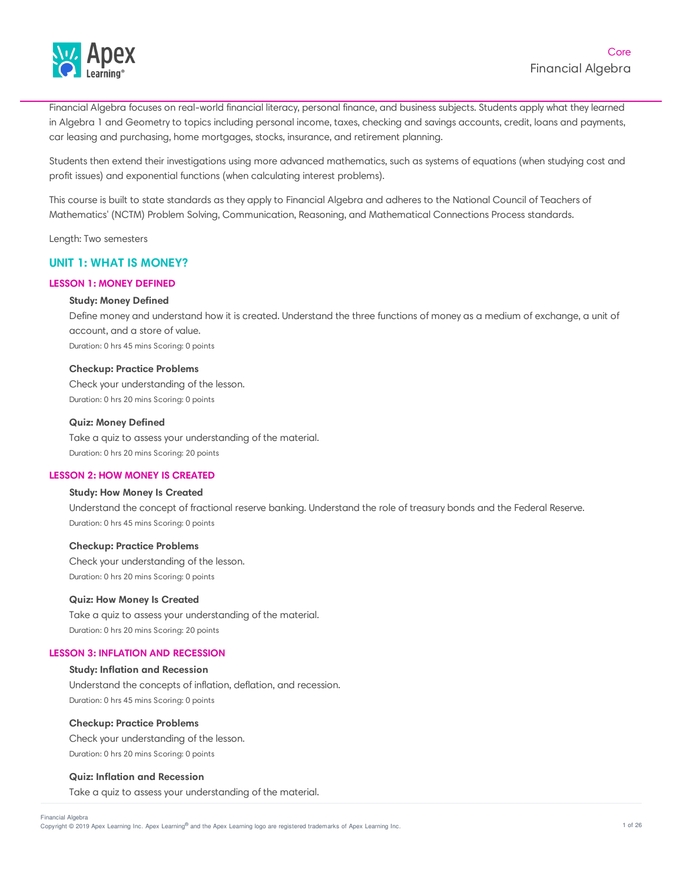Core

# Financial Algebra

Financial Algebra focuses on real-world financial literacy, personal finance, and business subjects. Students apply what they learned in Algebra 1 and Geometry to topics including personal income, taxes, checking and savings accounts, credit, loans and payments, car leasing and purchasing, home mortgages, stocks, insurance, and retirement planning.

Students then extend their investigations using more advanced mathematics, such as systems of equations (when studying cost and profit issues) and exponential functions (when calculating interest problems).

This course is built to state standards as they apply to Financial Algebra and adheres to the National Council of Teachers of Mathematics' (NCTM) Problem Solving, Communication, Reasoning, and Mathematical Connections Process standards.

Length: Two semesters

## UNIT 1: WHAT IS MONEY?

### LESSON 1: MONEY DEFINED

**Study: Money Defined**

Define money and understand how it is created. Understand the three functions of money as a medium of exchange, a unit of account, and a store of value.

Duration: 0 hrs 45 mins Scoring: 0 points

**Checkup: Practice Problems**

Check your understanding of the lesson.

Duration: 0 hrs 20 mins Scoring: 0 points

**Quiz: Money Defined**

Take a quiz to assess your understanding of the material.

Duration: 0 hrs 20 mins Scoring: 20 points

### LESSON 2: HOW MONEY IS CREATED

**Study: How Money Is Created**

Understand the concept of fractional reserve banking. Understand the role of treasury bonds and the Federal Reserve.

Duration: 0 hrs 45 mins Scoring: 0 points

**Checkup: Practice Problems**

Check your understanding of the lesson.

Duration: 0 hrs 20 mins Scoring: 0 points

**Quiz: How Money Is Created**

Take a quiz to assess your understanding of the material.

Duration: 0 hrs 20 mins Scoring: 20 points

### LESSON 3: INFLATION AND RECESSION

**Study: Inflation and Recession**

Understand the concepts of inflation, deflation, and recession.

Duration: 0 hrs 45 mins Scoring: 0 points

**Checkup: Practice Problems**

Check your understanding of the lesson.

Duration: 0 hrs 20 mins Scoring: 0 points

**Quiz: Inflation and Recession**

Take a quiz to assess your understanding of the material.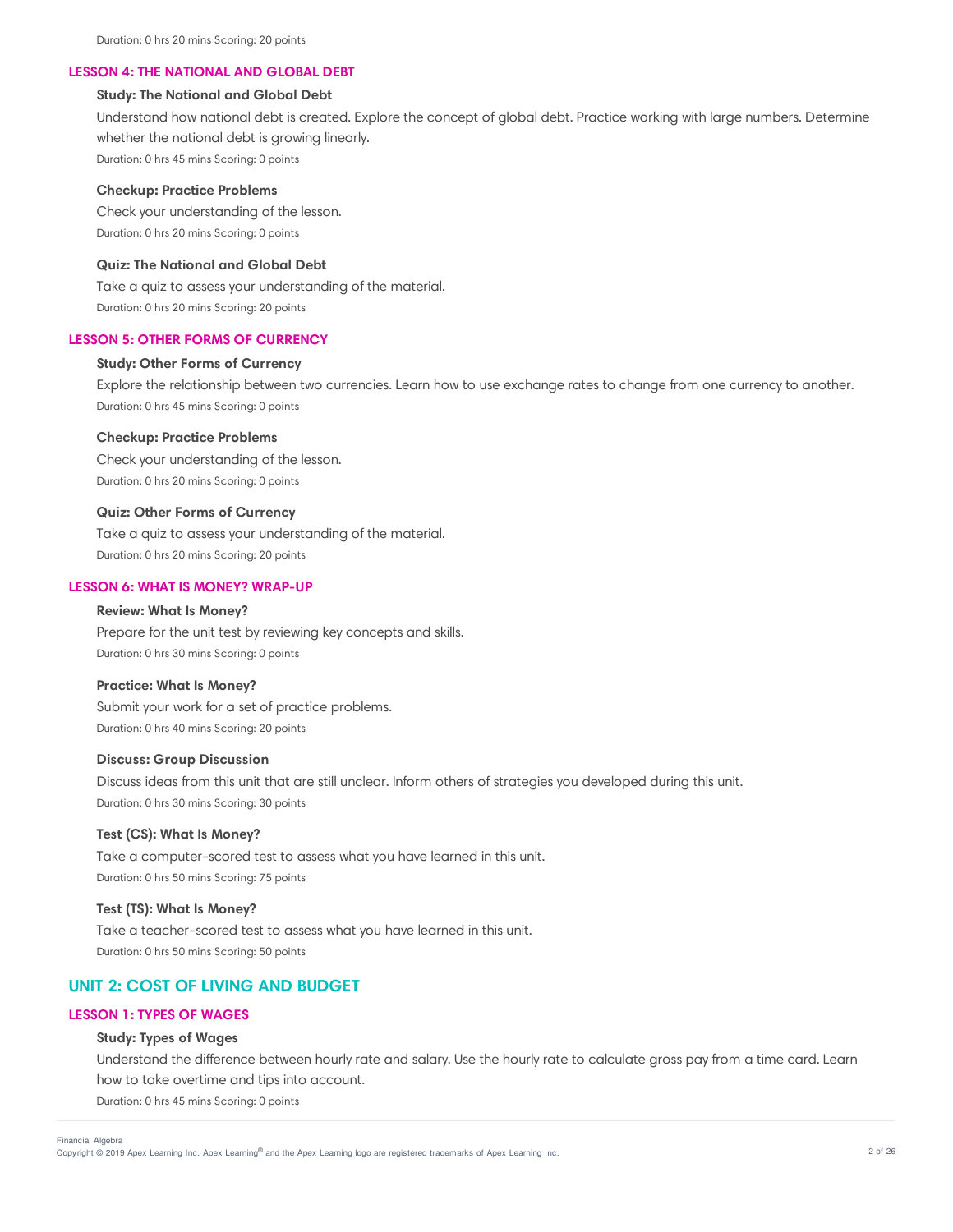Duration: 0 hrs 20 mins Scoring: 20 points

### LESSON 4: THE NATIONAL AND GLOBAL DEBT

**Study: The National and Global Debt**

Understand how national debt is created. Explore the concept of global debt. Practice working with large numbers. Determine whether the national debt is growing linearly.

Duration: 0 hrs 45 mins Scoring: 0 points

**Checkup: Practice Problems**

Check your understanding of the lesson.

Duration: 0 hrs 20 mins Scoring: 0 points

**Quiz: The National and Global Debt**

Take a quiz to assess your understanding of the material.

Duration: 0 hrs 20 mins Scoring: 20 points

### LESSON 5: OTHER FORMS OF CURRENCY

**Study: Other Forms of Currency**

Explore the relationship between two currencies. Learn how to use exchange rates to change from one currency to another.

Duration: 0 hrs 45 mins Scoring: 0 points

**Checkup: Practice Problems**

Check your understanding of the lesson.

Duration: 0 hrs 20 mins Scoring: 0 points

**Quiz: Other Forms of Currency**

Take a quiz to assess your understanding of the material.

Duration: 0 hrs 20 mins Scoring: 20 points

### LESSON 6: WHAT IS MONEY? WRAP-UP

**Review: What Is Money?**

Prepare for the unit test by reviewing key concepts and skills.

Duration: 0 hrs 30 mins Scoring: 0 points

**Practice: What Is Money?**

Submit your work for a set of practice problems.

Duration: 0 hrs 40 mins Scoring: 20 points

**Discuss: Group Discussion**

Discuss ideas from this unit that are still unclear. Inform others of strategies you developed during this unit.

Duration: 0 hrs 30 mins Scoring: 30 points

**Test (CS): What Is Money?**

Take a computer-scored test to assess what you have learned in this unit.

Duration: 0 hrs 50 mins Scoring: 75 points

**Test (TS): What Is Money?**

Take a teacher-scored test to assess what you have learned in this unit.

Duration: 0 hrs 50 mins Scoring: 50 points

## UNIT 2: COST OF LIVING AND BUDGET

### LESSON 1: TYPES OF WAGES

**Study: Types of Wages**

Understand the difference between hourly rate and salary. Use the hourly rate to calculate gross pay from a time card. Learn how to take overtime and tips into account.

Duration: 0 hrs 45 mins Scoring: 0 points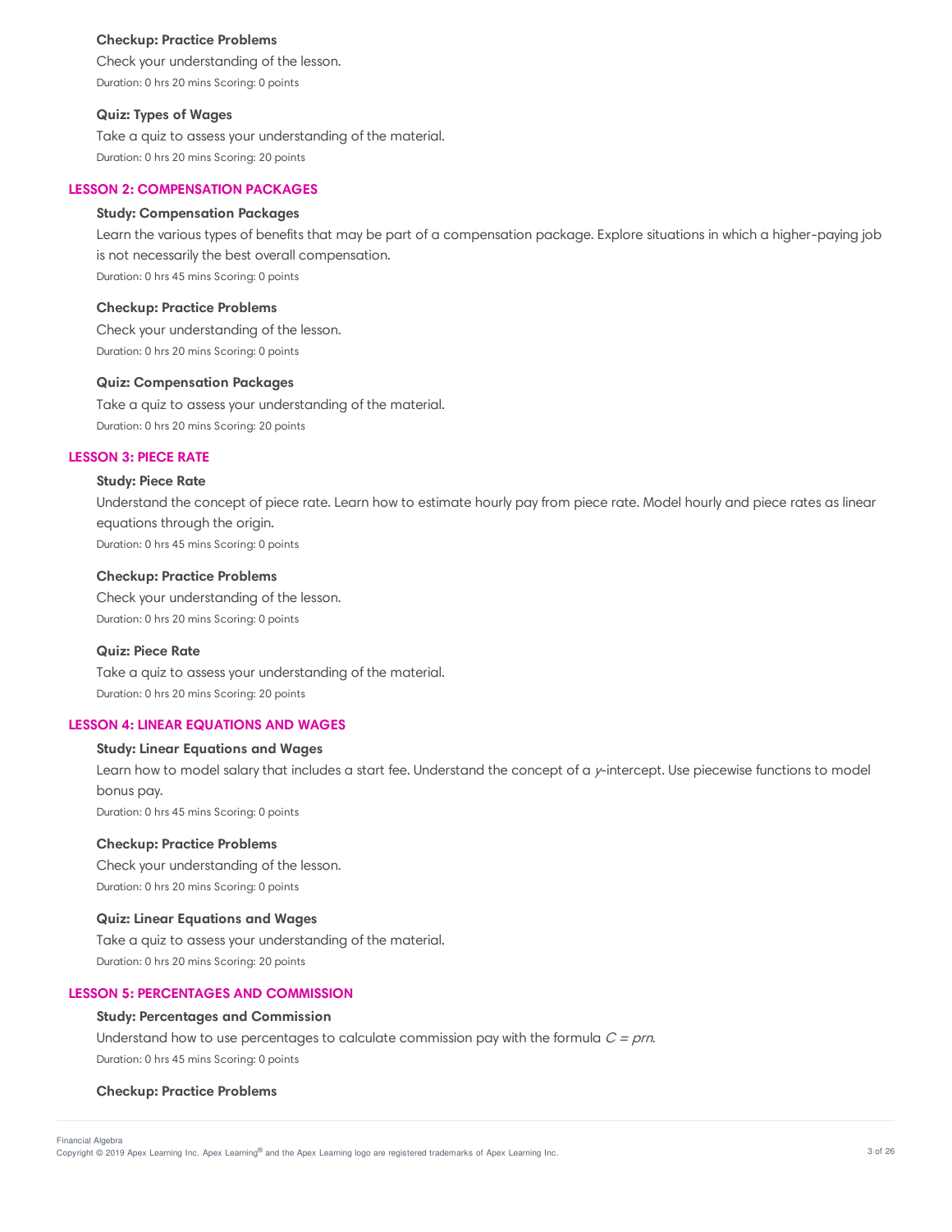#### Checkup: Practice Problems

Check your understanding of the lesson.

Duration: 0 hrs 20 mins Scoring: 0 points

#### Quiz: Types of Wages

Take a quiz to assess your understanding of the material.

Duration: 0 hrs 20 mins Scoring: 20 points

### LESSON 2: COMPENSATION PACKAGES

#### Study: Compensation Packages

Learn the various types of benefits that may be part of a compensation package. Explore situations in which a higher-paying job is not necessarily the best overall compensation.

Duration: 0 hrs 45 mins Scoring: 0 points

#### Checkup: Practice Problems

Check your understanding of the lesson.

Duration: 0 hrs 20 mins Scoring: 0 points

#### Quiz: Compensation Packages

Take a quiz to assess your understanding of the material.

Duration: 0 hrs 20 mins Scoring: 20 points

### LESSON 3: PIECE RATE

#### Study: Piece Rate

Understand the concept of piece rate. Learn how to estimate hourly pay from piece rate. Model hourly and piece rates as linear equations through the origin.

Duration: 0 hrs 45 mins Scoring: 0 points

#### Checkup: Practice Problems

Check your understanding of the lesson.

Duration: 0 hrs 20 mins Scoring: 0 points

#### Quiz: Piece Rate

Take a quiz to assess your understanding of the material.

Duration: 0 hrs 20 mins Scoring: 20 points

### LESSON 4: LINEAR EQUATIONS AND WAGES

#### Study: Linear Equations and Wages

Learn how to model salary that includes a start fee. Understand the concept of a $y$-intercept. Use piecewise functions to model bonus pay.

Duration: 0 hrs 45 mins Scoring: 0 points

#### Checkup: Practice Problems

Check your understanding of the lesson.

Duration: 0 hrs 20 mins Scoring: 0 points

#### Quiz: Linear Equations and Wages

Take a quiz to assess your understanding of the material.

Duration: 0 hrs 20 mins Scoring: 20 points

### LESSON 5: PERCENTAGES AND COMMISSION

#### Study: Percentages and Commission

Understand how to use percentages to calculate commission pay with the formula $C = prn$.

Duration: 0 hrs 45 mins Scoring: 0 points

#### Checkup: Practice Problems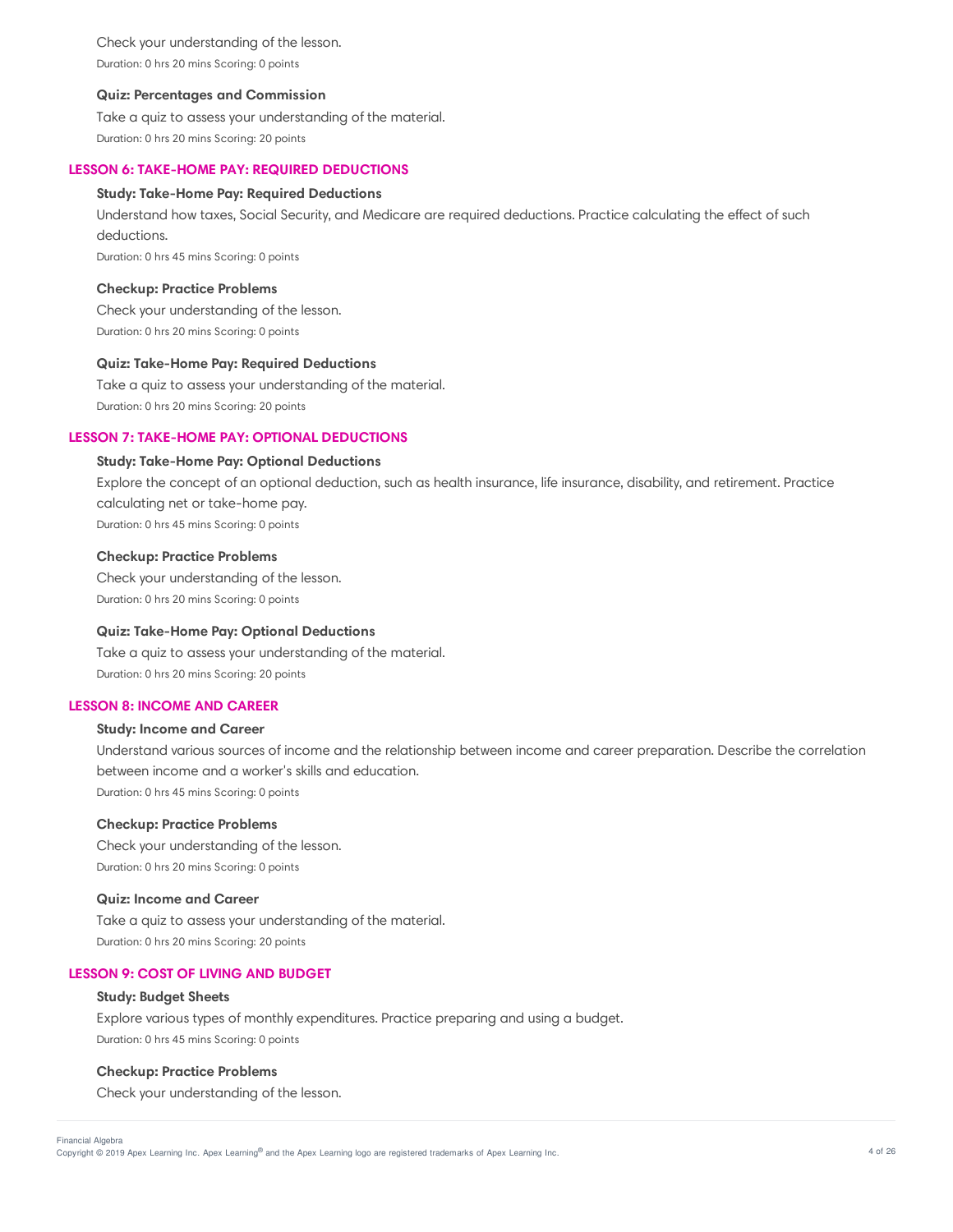Check your understanding of the lesson.

Duration: 0 hrs 20 mins Scoring: 0 points

**Quiz: Percentages and Commission**

Take a quiz to assess your understanding of the material.

Duration: 0 hrs 20 mins Scoring: 20 points

### LESSON 6: TAKE-HOME PAY: REQUIRED DEDUCTIONS

**Study: Take-Home Pay: Required Deductions**

Understand how taxes, Social Security, and Medicare are required deductions. Practice calculating the effect of such deductions.

Duration: 0 hrs 45 mins Scoring: 0 points

**Checkup: Practice Problems**

Check your understanding of the lesson.

Duration: 0 hrs 20 mins Scoring: 0 points

**Quiz: Take-Home Pay: Required Deductions**

Take a quiz to assess your understanding of the material.

Duration: 0 hrs 20 mins Scoring: 20 points

### LESSON 7: TAKE-HOME PAY: OPTIONAL DEDUCTIONS

**Study: Take-Home Pay: Optional Deductions**

Explore the concept of an optional deduction, such as health insurance, life insurance, disability, and retirement. Practice calculating net or take-home pay.

Duration: 0 hrs 45 mins Scoring: 0 points

**Checkup: Practice Problems**

Check your understanding of the lesson.

Duration: 0 hrs 20 mins Scoring: 0 points

**Quiz: Take-Home Pay: Optional Deductions**

Take a quiz to assess your understanding of the material.

Duration: 0 hrs 20 mins Scoring: 20 points

### LESSON 8: INCOME AND CAREER

**Study: Income and Career**

Understand various sources of income and the relationship between income and career preparation. Describe the correlation between income and a worker's skills and education.

Duration: 0 hrs 45 mins Scoring: 0 points

**Checkup: Practice Problems**

Check your understanding of the lesson.

Duration: 0 hrs 20 mins Scoring: 0 points

**Quiz: Income and Career**

Take a quiz to assess your understanding of the material.

Duration: 0 hrs 20 mins Scoring: 20 points

### LESSON 9: COST OF LIVING AND BUDGET

**Study: Budget Sheets**

Explore various types of monthly expenditures. Practice preparing and using a budget.

Duration: 0 hrs 45 mins Scoring: 0 points

**Checkup: Practice Problems**

Check your understanding of the lesson.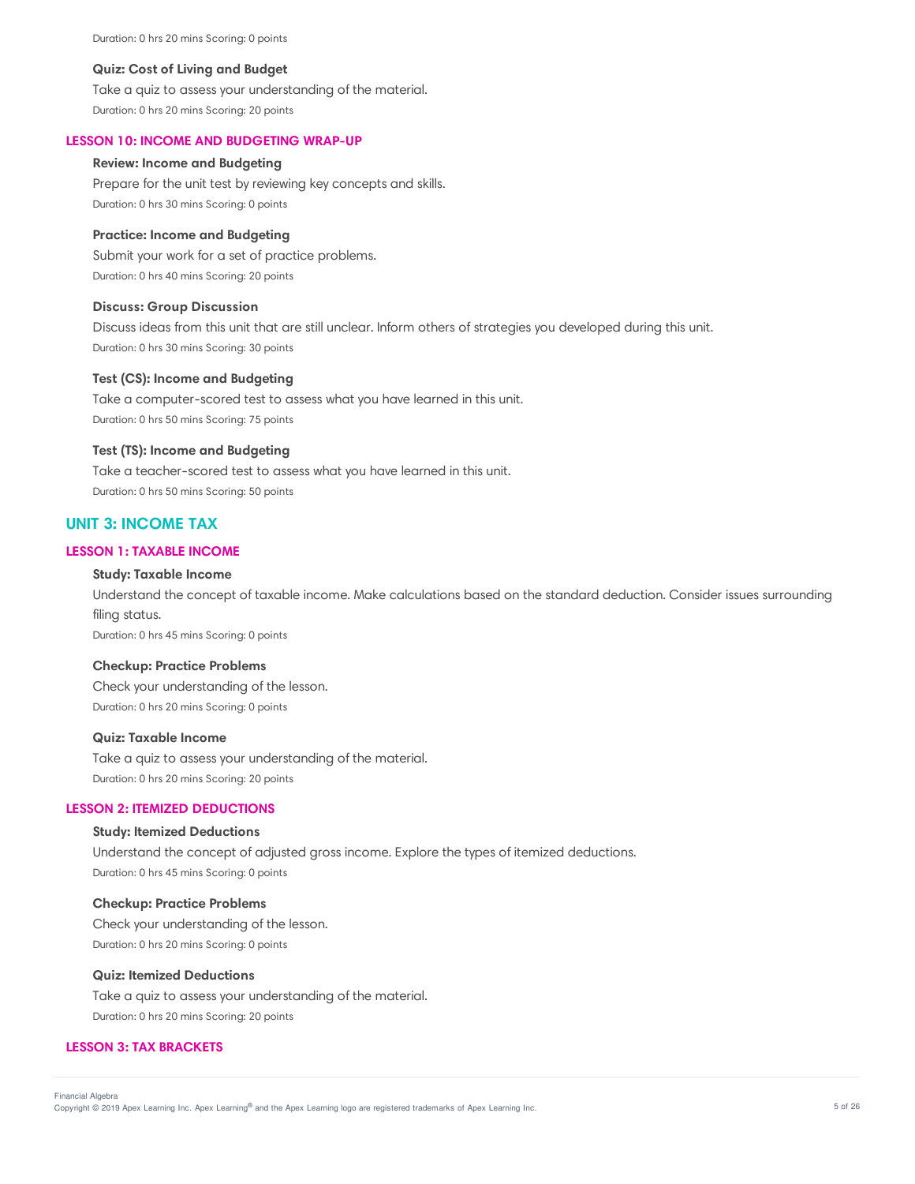Duration: 0 hrs 20 mins Scoring: 0 points

**Quiz: Cost of Living and Budget**

Take a quiz to assess your understanding of the material.

Duration: 0 hrs 20 mins Scoring: 20 points

### LESSON 10: INCOME AND BUDGETING WRAP-UP

**Review: Income and Budgeting**

Prepare for the unit test by reviewing key concepts and skills.

Duration: 0 hrs 30 mins Scoring: 0 points

**Practice: Income and Budgeting**

Submit your work for a set of practice problems.

Duration: 0 hrs 40 mins Scoring: 20 points

**Discuss: Group Discussion**

Discuss ideas from this unit that are still unclear. Inform others of strategies you developed during this unit.

Duration: 0 hrs 30 mins Scoring: 30 points

**Test (CS): Income and Budgeting**

Take a computer-scored test to assess what you have learned in this unit.

Duration: 0 hrs 50 mins Scoring: 75 points

**Test (TS): Income and Budgeting**

Take a teacher-scored test to assess what you have learned in this unit.

Duration: 0 hrs 50 mins Scoring: 50 points

## UNIT 3: INCOME TAX

### LESSON 1: TAXABLE INCOME

**Study: Taxable Income**

Understand the concept of taxable income. Make calculations based on the standard deduction. Consider issues surrounding filing status.

Duration: 0 hrs 45 mins Scoring: 0 points

**Checkup: Practice Problems**

Check your understanding of the lesson.

Duration: 0 hrs 20 mins Scoring: 0 points

**Quiz: Taxable Income**

Take a quiz to assess your understanding of the material.

Duration: 0 hrs 20 mins Scoring: 20 points

### LESSON 2: ITEMIZED DEDUCTIONS

**Study: Itemized Deductions**

Understand the concept of adjusted gross income. Explore the types of itemized deductions.

Duration: 0 hrs 45 mins Scoring: 0 points

**Checkup: Practice Problems**

Check your understanding of the lesson.

Duration: 0 hrs 20 mins Scoring: 0 points

**Quiz: Itemized Deductions**

Take a quiz to assess your understanding of the material.

Duration: 0 hrs 20 mins Scoring: 20 points

### LESSON 3: TAX BRACKETS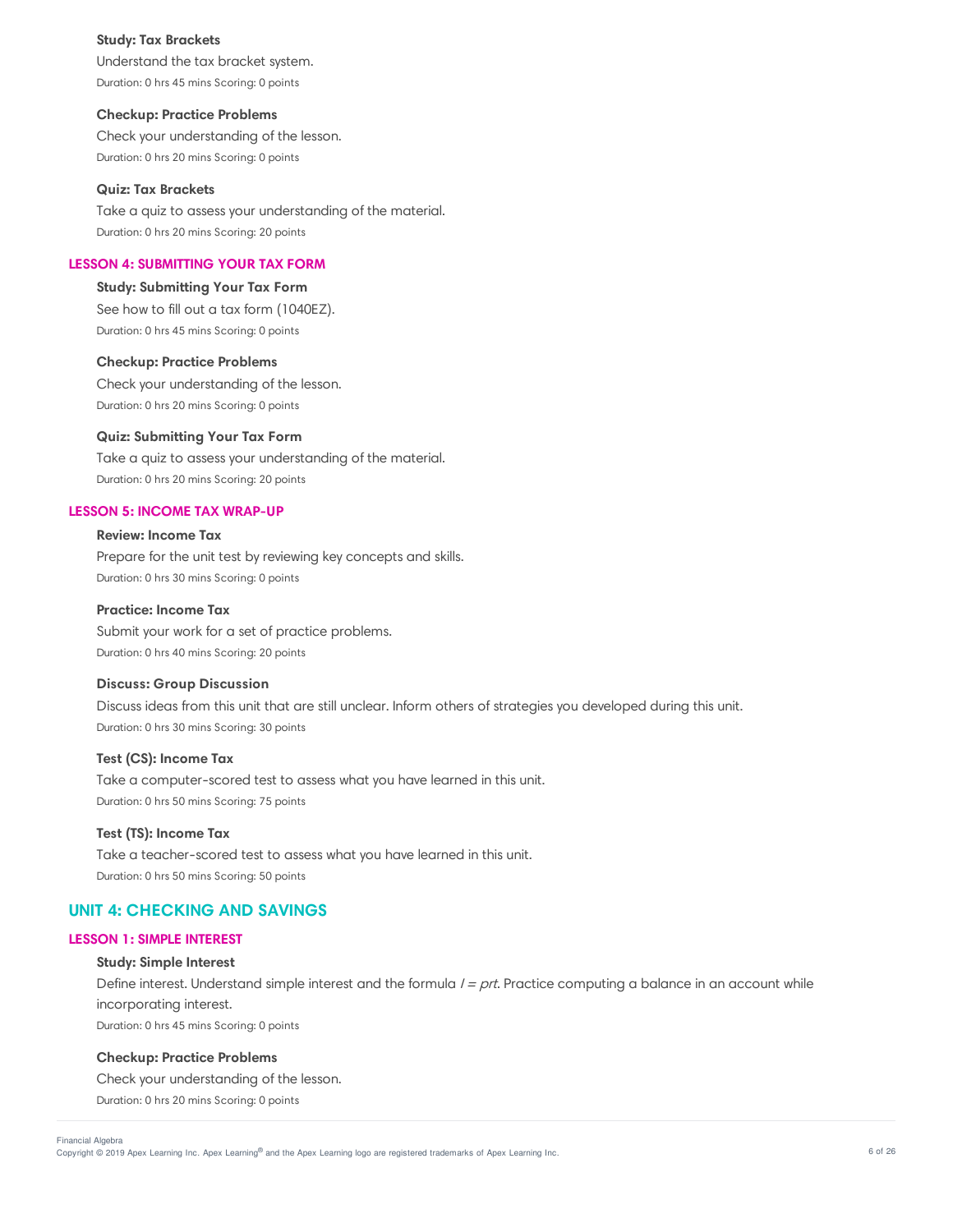**Study: Tax Brackets**

Understand the tax bracket system.

Duration: 0 hrs 45 mins Scoring: 0 points

**Checkup: Practice Problems**

Check your understanding of the lesson.

Duration: 0 hrs 20 mins Scoring: 0 points

**Quiz: Tax Brackets**

Take a quiz to assess your understanding of the material.

Duration: 0 hrs 20 mins Scoring: 20 points

### LESSON 4: SUBMITTING YOUR TAX FORM

**Study: Submitting Your Tax Form**

See how to fill out a tax form (1040EZ).

Duration: 0 hrs 45 mins Scoring: 0 points

**Checkup: Practice Problems**

Check your understanding of the lesson.

Duration: 0 hrs 20 mins Scoring: 0 points

**Quiz: Submitting Your Tax Form**

Take a quiz to assess your understanding of the material.

Duration: 0 hrs 20 mins Scoring: 20 points

### LESSON 5: INCOME TAX WRAP-UP

**Review: Income Tax**

Prepare for the unit test by reviewing key concepts and skills.

Duration: 0 hrs 30 mins Scoring: 0 points

**Practice: Income Tax**

Submit your work for a set of practice problems.

Duration: 0 hrs 40 mins Scoring: 20 points

**Discuss: Group Discussion**

Discuss ideas from this unit that are still unclear. Inform others of strategies you developed during this unit.

Duration: 0 hrs 30 mins Scoring: 30 points

**Test (CS): Income Tax**

Take a computer-scored test to assess what you have learned in this unit.

Duration: 0 hrs 50 mins Scoring: 75 points

**Test (TS): Income Tax**

Take a teacher-scored test to assess what you have learned in this unit.

Duration: 0 hrs 50 mins Scoring: 50 points

## UNIT 4: CHECKING AND SAVINGS

### LESSON 1: SIMPLE INTEREST

**Study: Simple Interest**

Define interest. Understand simple interest and the formula $I = prt$. Practice computing a balance in an account while incorporating interest.

Duration: 0 hrs 45 mins Scoring: 0 points

**Checkup: Practice Problems**

Check your understanding of the lesson.

Duration: 0 hrs 20 mins Scoring: 0 points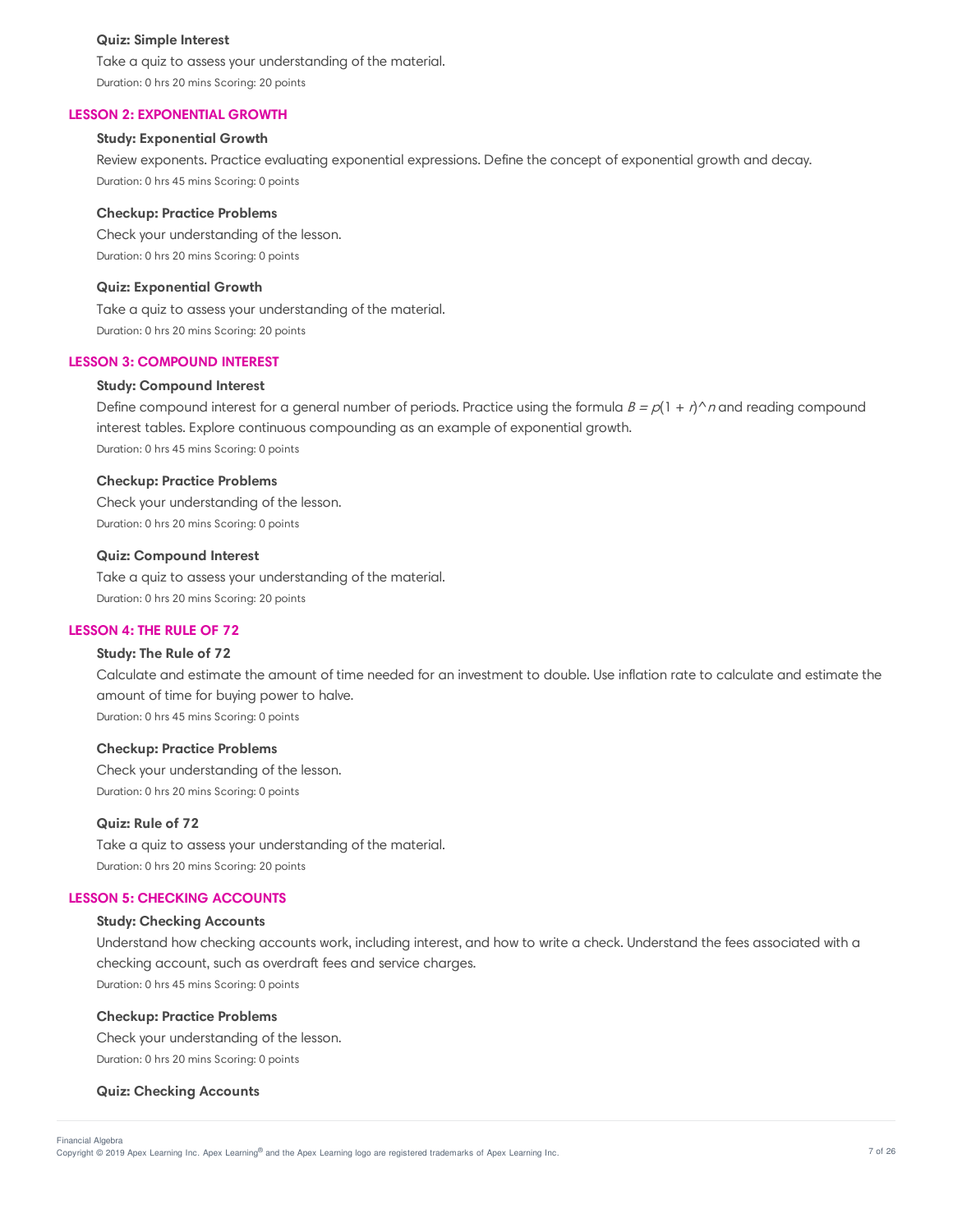#### Quiz: Simple Interest

Take a quiz to assess your understanding of the material.

Duration: 0 hrs 20 mins Scoring: 20 points

### LESSON 2: EXPONENTIAL GROWTH

#### Study: Exponential Growth

Review exponents. Practice evaluating exponential expressions. Define the concept of exponential growth and decay.

Duration: 0 hrs 45 mins Scoring: 0 points

#### Checkup: Practice Problems

Check your understanding of the lesson.

Duration: 0 hrs 20 mins Scoring: 0 points

#### Quiz: Exponential Growth

Take a quiz to assess your understanding of the material.

Duration: 0 hrs 20 mins Scoring: 20 points

### LESSON 3: COMPOUND INTEREST

#### Study: Compound Interest

Define compound interest for a general number of periods. Practice using the formula $B = p(1 + r)^n$ and reading compound interest tables. Explore continuous compounding as an example of exponential growth.

Duration: 0 hrs 45 mins Scoring: 0 points

#### Checkup: Practice Problems

Check your understanding of the lesson.

Duration: 0 hrs 20 mins Scoring: 0 points

#### Quiz: Compound Interest

Take a quiz to assess your understanding of the material.

Duration: 0 hrs 20 mins Scoring: 20 points

### LESSON 4: THE RULE OF 72

#### Study: The Rule of 72

Calculate and estimate the amount of time needed for an investment to double. Use inflation rate to calculate and estimate the amount of time for buying power to halve.

Duration: 0 hrs 45 mins Scoring: 0 points

#### Checkup: Practice Problems

Check your understanding of the lesson.

Duration: 0 hrs 20 mins Scoring: 0 points

#### Quiz: Rule of 72

Take a quiz to assess your understanding of the material.

Duration: 0 hrs 20 mins Scoring: 20 points

### LESSON 5: CHECKING ACCOUNTS

#### Study: Checking Accounts

Understand how checking accounts work, including interest, and how to write a check. Understand the fees associated with a checking account, such as overdraft fees and service charges.

Duration: 0 hrs 45 mins Scoring: 0 points

#### Checkup: Practice Problems

Check your understanding of the lesson.

Duration: 0 hrs 20 mins Scoring: 0 points

#### Quiz: Checking Accounts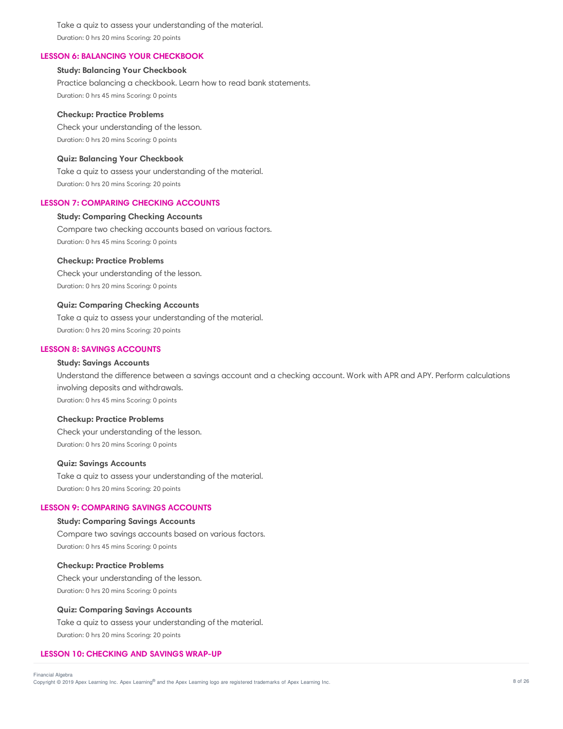Take a quiz to assess your understanding of the material.

Duration: 0 hrs 20 mins Scoring: 20 points

### LESSON 6: BALANCING YOUR CHECKBOOK

**Study: Balancing Your Checkbook**

Practice balancing a checkbook. Learn how to read bank statements.

Duration: 0 hrs 45 mins Scoring: 0 points

**Checkup: Practice Problems**

Check your understanding of the lesson.

Duration: 0 hrs 20 mins Scoring: 0 points

**Quiz: Balancing Your Checkbook**

Take a quiz to assess your understanding of the material.

Duration: 0 hrs 20 mins Scoring: 20 points

### LESSON 7: COMPARING CHECKING ACCOUNTS

**Study: Comparing Checking Accounts**

Compare two checking accounts based on various factors.

Duration: 0 hrs 45 mins Scoring: 0 points

**Checkup: Practice Problems**

Check your understanding of the lesson.

Duration: 0 hrs 20 mins Scoring: 0 points

**Quiz: Comparing Checking Accounts**

Take a quiz to assess your understanding of the material.

Duration: 0 hrs 20 mins Scoring: 20 points

### LESSON 8: SAVINGS ACCOUNTS

**Study: Savings Accounts**

Understand the difference between a savings account and a checking account. Work with APR and APY. Perform calculations involving deposits and withdrawals.

Duration: 0 hrs 45 mins Scoring: 0 points

**Checkup: Practice Problems**

Check your understanding of the lesson.

Duration: 0 hrs 20 mins Scoring: 0 points

**Quiz: Savings Accounts**

Take a quiz to assess your understanding of the material.

Duration: 0 hrs 20 mins Scoring: 20 points

### LESSON 9: COMPARING SAVINGS ACCOUNTS

**Study: Comparing Savings Accounts**

Compare two savings accounts based on various factors.

Duration: 0 hrs 45 mins Scoring: 0 points

**Checkup: Practice Problems**

Check your understanding of the lesson.

Duration: 0 hrs 20 mins Scoring: 0 points

**Quiz: Comparing Savings Accounts**

Take a quiz to assess your understanding of the material.

Duration: 0 hrs 20 mins Scoring: 20 points

### LESSON 10: CHECKING AND SAVINGS WRAP-UP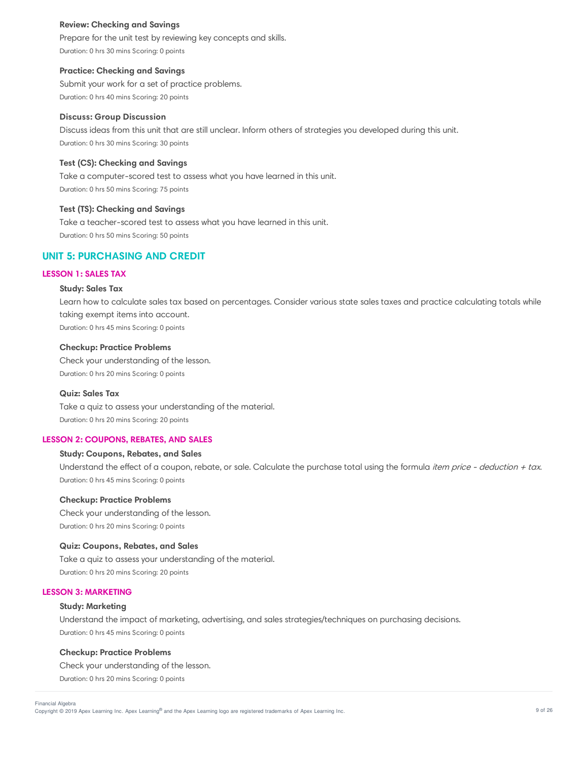**Review: Checking and Savings**

Prepare for the unit test by reviewing key concepts and skills.

Duration: 0 hrs 30 mins Scoring: 0 points

**Practice: Checking and Savings**

Submit your work for a set of practice problems.

Duration: 0 hrs 40 mins Scoring: 20 points

**Discuss: Group Discussion**

Discuss ideas from this unit that are still unclear. Inform others of strategies you developed during this unit.

Duration: 0 hrs 30 mins Scoring: 30 points

**Test (CS): Checking and Savings**

Take a computer-scored test to assess what you have learned in this unit.

Duration: 0 hrs 50 mins Scoring: 75 points

**Test (TS): Checking and Savings**

Take a teacher-scored test to assess what you have learned in this unit.

Duration: 0 hrs 50 mins Scoring: 50 points

## UNIT 5: PURCHASING AND CREDIT

### LESSON 1: SALES TAX

**Study: Sales Tax**

Learn how to calculate sales tax based on percentages. Consider various state sales taxes and practice calculating totals while taking exempt items into account.

Duration: 0 hrs 45 mins Scoring: 0 points

**Checkup: Practice Problems**

Check your understanding of the lesson.

Duration: 0 hrs 20 mins Scoring: 0 points

**Quiz: Sales Tax**

Take a quiz to assess your understanding of the material.

Duration: 0 hrs 20 mins Scoring: 20 points

### LESSON 2: COUPONS, REBATES, AND SALES

**Study: Coupons, Rebates, and Sales**

Understand the effect of a coupon, rebate, or sale. Calculate the purchase total using the formula *item price - deduction + tax*.

Duration: 0 hrs 45 mins Scoring: 0 points

**Checkup: Practice Problems**

Check your understanding of the lesson.

Duration: 0 hrs 20 mins Scoring: 0 points

**Quiz: Coupons, Rebates, and Sales**

Take a quiz to assess your understanding of the material.

Duration: 0 hrs 20 mins Scoring: 20 points

### LESSON 3: MARKETING

**Study: Marketing**

Understand the impact of marketing, advertising, and sales strategies/techniques on purchasing decisions.

Duration: 0 hrs 45 mins Scoring: 0 points

**Checkup: Practice Problems**

Check your understanding of the lesson.

Duration: 0 hrs 20 mins Scoring: 0 points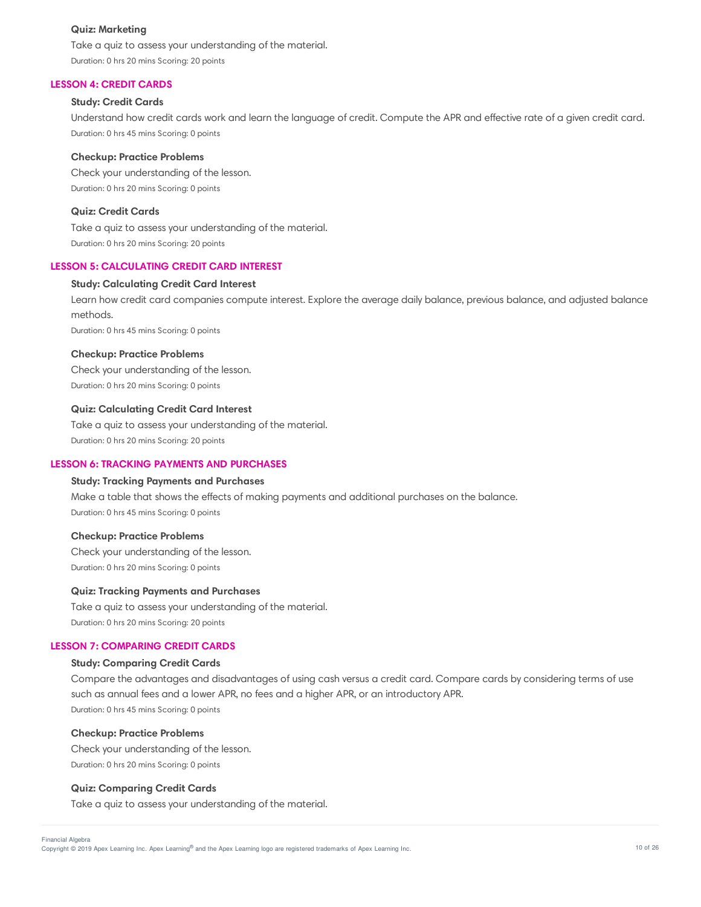**Quiz: Marketing**

Take a quiz to assess your understanding of the material.

Duration: 0 hrs 20 mins Scoring: 20 points

## LESSON 4: CREDIT CARDS

**Study: Credit Cards**

Understand how credit cards work and learn the language of credit. Compute the APR and effective rate of a given credit card.

Duration: 0 hrs 45 mins Scoring: 0 points

**Checkup: Practice Problems**

Check your understanding of the lesson.

Duration: 0 hrs 20 mins Scoring: 0 points

**Quiz: Credit Cards**

Take a quiz to assess your understanding of the material.

Duration: 0 hrs 20 mins Scoring: 20 points

## LESSON 5: CALCULATING CREDIT CARD INTEREST

**Study: Calculating Credit Card Interest**

Learn how credit card companies compute interest. Explore the average daily balance, previous balance, and adjusted balance methods.

Duration: 0 hrs 45 mins Scoring: 0 points

**Checkup: Practice Problems**

Check your understanding of the lesson.

Duration: 0 hrs 20 mins Scoring: 0 points

**Quiz: Calculating Credit Card Interest**

Take a quiz to assess your understanding of the material.

Duration: 0 hrs 20 mins Scoring: 20 points

## LESSON 6: TRACKING PAYMENTS AND PURCHASES

**Study: Tracking Payments and Purchases**

Make a table that shows the effects of making payments and additional purchases on the balance.

Duration: 0 hrs 45 mins Scoring: 0 points

**Checkup: Practice Problems**

Check your understanding of the lesson.

Duration: 0 hrs 20 mins Scoring: 0 points

**Quiz: Tracking Payments and Purchases**

Take a quiz to assess your understanding of the material.

Duration: 0 hrs 20 mins Scoring: 20 points

## LESSON 7: COMPARING CREDIT CARDS

**Study: Comparing Credit Cards**

Compare the advantages and disadvantages of using cash versus a credit card. Compare cards by considering terms of use such as annual fees and a lower APR, no fees and a higher APR, or an introductory APR.

Duration: 0 hrs 45 mins Scoring: 0 points

**Checkup: Practice Problems**

Check your understanding of the lesson.

Duration: 0 hrs 20 mins Scoring: 0 points

**Quiz: Comparing Credit Cards**

Take a quiz to assess your understanding of the material.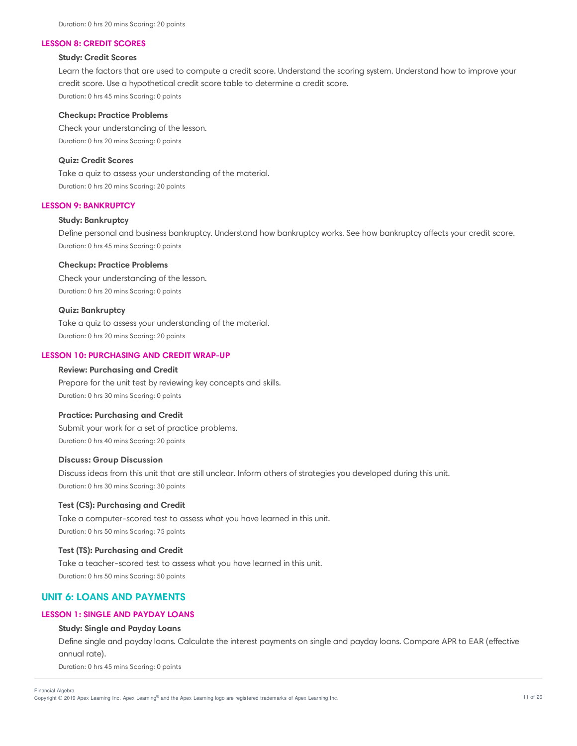Duration: 0 hrs 20 mins Scoring: 20 points

### LESSON 8: CREDIT SCORES

**Study: Credit Scores**

Learn the factors that are used to compute a credit score. Understand the scoring system. Understand how to improve your credit score. Use a hypothetical credit score table to determine a credit score.

Duration: 0 hrs 45 mins Scoring: 0 points

**Checkup: Practice Problems**

Check your understanding of the lesson.

Duration: 0 hrs 20 mins Scoring: 0 points

**Quiz: Credit Scores**

Take a quiz to assess your understanding of the material.

Duration: 0 hrs 20 mins Scoring: 20 points

### LESSON 9: BANKRUPTCY

**Study: Bankruptcy**

Define personal and business bankruptcy. Understand how bankruptcy works. See how bankruptcy affects your credit score.

Duration: 0 hrs 45 mins Scoring: 0 points

**Checkup: Practice Problems**

Check your understanding of the lesson.

Duration: 0 hrs 20 mins Scoring: 0 points

**Quiz: Bankruptcy**

Take a quiz to assess your understanding of the material.

Duration: 0 hrs 20 mins Scoring: 20 points

### LESSON 10: PURCHASING AND CREDIT WRAP-UP

**Review: Purchasing and Credit**

Prepare for the unit test by reviewing key concepts and skills.

Duration: 0 hrs 30 mins Scoring: 0 points

**Practice: Purchasing and Credit**

Submit your work for a set of practice problems.

Duration: 0 hrs 40 mins Scoring: 20 points

**Discuss: Group Discussion**

Discuss ideas from this unit that are still unclear. Inform others of strategies you developed during this unit.

Duration: 0 hrs 30 mins Scoring: 30 points

**Test (CS): Purchasing and Credit**

Take a computer-scored test to assess what you have learned in this unit.

Duration: 0 hrs 50 mins Scoring: 75 points

**Test (TS): Purchasing and Credit**

Take a teacher-scored test to assess what you have learned in this unit.

Duration: 0 hrs 50 mins Scoring: 50 points

## UNIT 6: LOANS AND PAYMENTS

### LESSON 1: SINGLE AND PAYDAY LOANS

**Study: Single and Payday Loans**

Define single and payday loans. Calculate the interest payments on single and payday loans. Compare APR to EAR (effective annual rate).

Duration: 0 hrs 45 mins Scoring: 0 points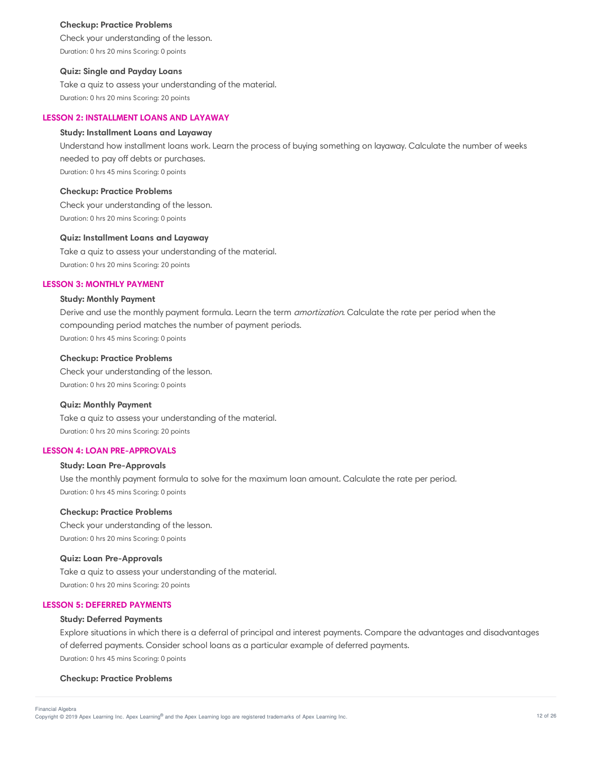#### Checkup: Practice Problems

Check your understanding of the lesson.

Duration: 0 hrs 20 mins Scoring: 0 points

#### Quiz: Single and Payday Loans

Take a quiz to assess your understanding of the material.

Duration: 0 hrs 20 mins Scoring: 20 points

### LESSON 2: INSTALLMENT LOANS AND LAYAWAY

#### Study: Installment Loans and Layaway

Understand how installment loans work. Learn the process of buying something on layaway. Calculate the number of weeks needed to pay off debts or purchases.

Duration: 0 hrs 45 mins Scoring: 0 points

#### Checkup: Practice Problems

Check your understanding of the lesson.

Duration: 0 hrs 20 mins Scoring: 0 points

#### Quiz: Installment Loans and Layaway

Take a quiz to assess your understanding of the material.

Duration: 0 hrs 20 mins Scoring: 20 points

### LESSON 3: MONTHLY PAYMENT

#### Study: Monthly Payment

Derive and use the monthly payment formula. Learn the term *amortization*. Calculate the rate per period when the compounding period matches the number of payment periods.

Duration: 0 hrs 45 mins Scoring: 0 points

#### Checkup: Practice Problems

Check your understanding of the lesson.

Duration: 0 hrs 20 mins Scoring: 0 points

#### Quiz: Monthly Payment

Take a quiz to assess your understanding of the material.

Duration: 0 hrs 20 mins Scoring: 20 points

### LESSON 4: LOAN PRE-APPROVALS

#### Study: Loan Pre-Approvals

Use the monthly payment formula to solve for the maximum loan amount. Calculate the rate per period.

Duration: 0 hrs 45 mins Scoring: 0 points

#### Checkup: Practice Problems

Check your understanding of the lesson.

Duration: 0 hrs 20 mins Scoring: 0 points

#### Quiz: Loan Pre-Approvals

Take a quiz to assess your understanding of the material.

Duration: 0 hrs 20 mins Scoring: 20 points

### LESSON 5: DEFERRED PAYMENTS

#### Study: Deferred Payments

Explore situations in which there is a deferral of principal and interest payments. Compare the advantages and disadvantages of deferred payments. Consider school loans as a particular example of deferred payments.

Duration: 0 hrs 45 mins Scoring: 0 points

#### Checkup: Practice Problems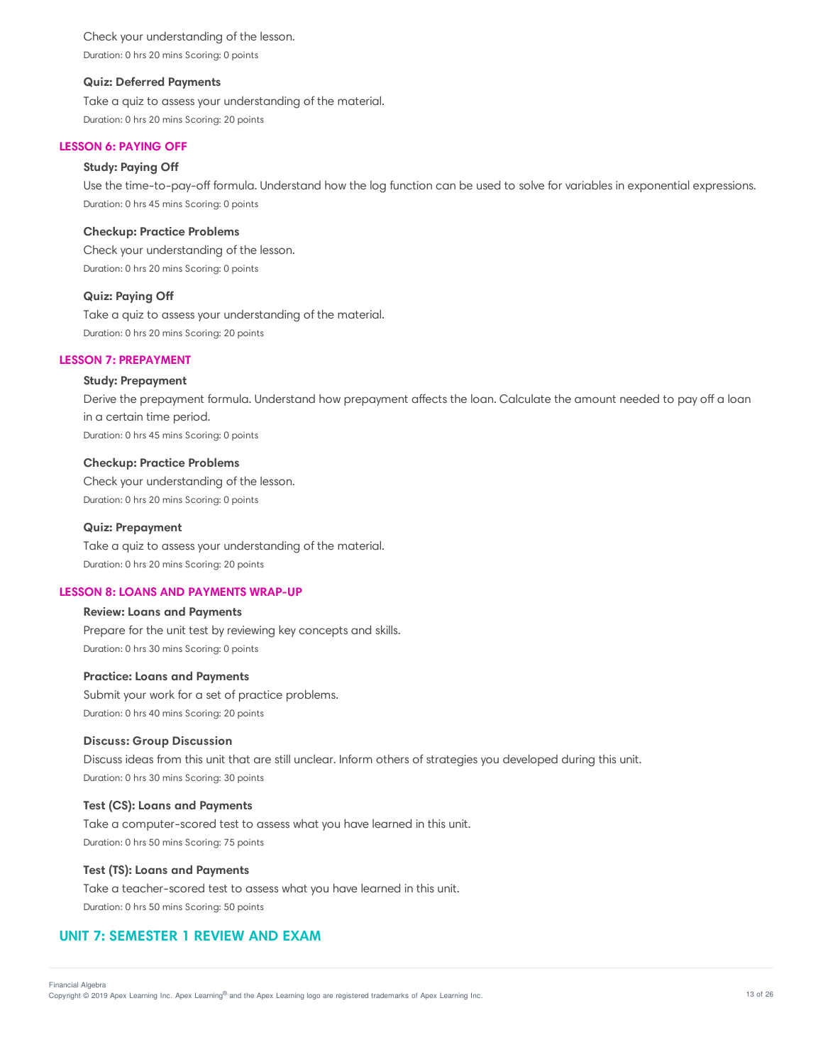Check your understanding of the lesson.

Duration: 0 hrs 20 mins Scoring: 0 points

**Quiz: Deferred Payments**

Take a quiz to assess your understanding of the material.

Duration: 0 hrs 20 mins Scoring: 20 points

### LESSON 6: PAYING OFF

**Study: Paying Off**

Use the time-to-pay-off formula. Understand how the log function can be used to solve for variables in exponential expressions.

Duration: 0 hrs 45 mins Scoring: 0 points

**Checkup: Practice Problems**

Check your understanding of the lesson.

Duration: 0 hrs 20 mins Scoring: 0 points

**Quiz: Paying Off**

Take a quiz to assess your understanding of the material.

Duration: 0 hrs 20 mins Scoring: 20 points

### LESSON 7: PREPAYMENT

**Study: Prepayment**

Derive the prepayment formula. Understand how prepayment affects the loan. Calculate the amount needed to pay off a loan in a certain time period.

Duration: 0 hrs 45 mins Scoring: 0 points

**Checkup: Practice Problems**

Check your understanding of the lesson.

Duration: 0 hrs 20 mins Scoring: 0 points

**Quiz: Prepayment**

Take a quiz to assess your understanding of the material.

Duration: 0 hrs 20 mins Scoring: 20 points

### LESSON 8: LOANS AND PAYMENTS WRAP-UP

**Review: Loans and Payments**

Prepare for the unit test by reviewing key concepts and skills.

Duration: 0 hrs 30 mins Scoring: 0 points

**Practice: Loans and Payments**

Submit your work for a set of practice problems.

Duration: 0 hrs 40 mins Scoring: 20 points

**Discuss: Group Discussion**

Discuss ideas from this unit that are still unclear. Inform others of strategies you developed during this unit.

Duration: 0 hrs 30 mins Scoring: 30 points

**Test (CS): Loans and Payments**

Take a computer-scored test to assess what you have learned in this unit.

Duration: 0 hrs 50 mins Scoring: 75 points

**Test (TS): Loans and Payments**

Take a teacher-scored test to assess what you have learned in this unit.

Duration: 0 hrs 50 mins Scoring: 50 points

## UNIT 7: SEMESTER 1 REVIEW AND EXAM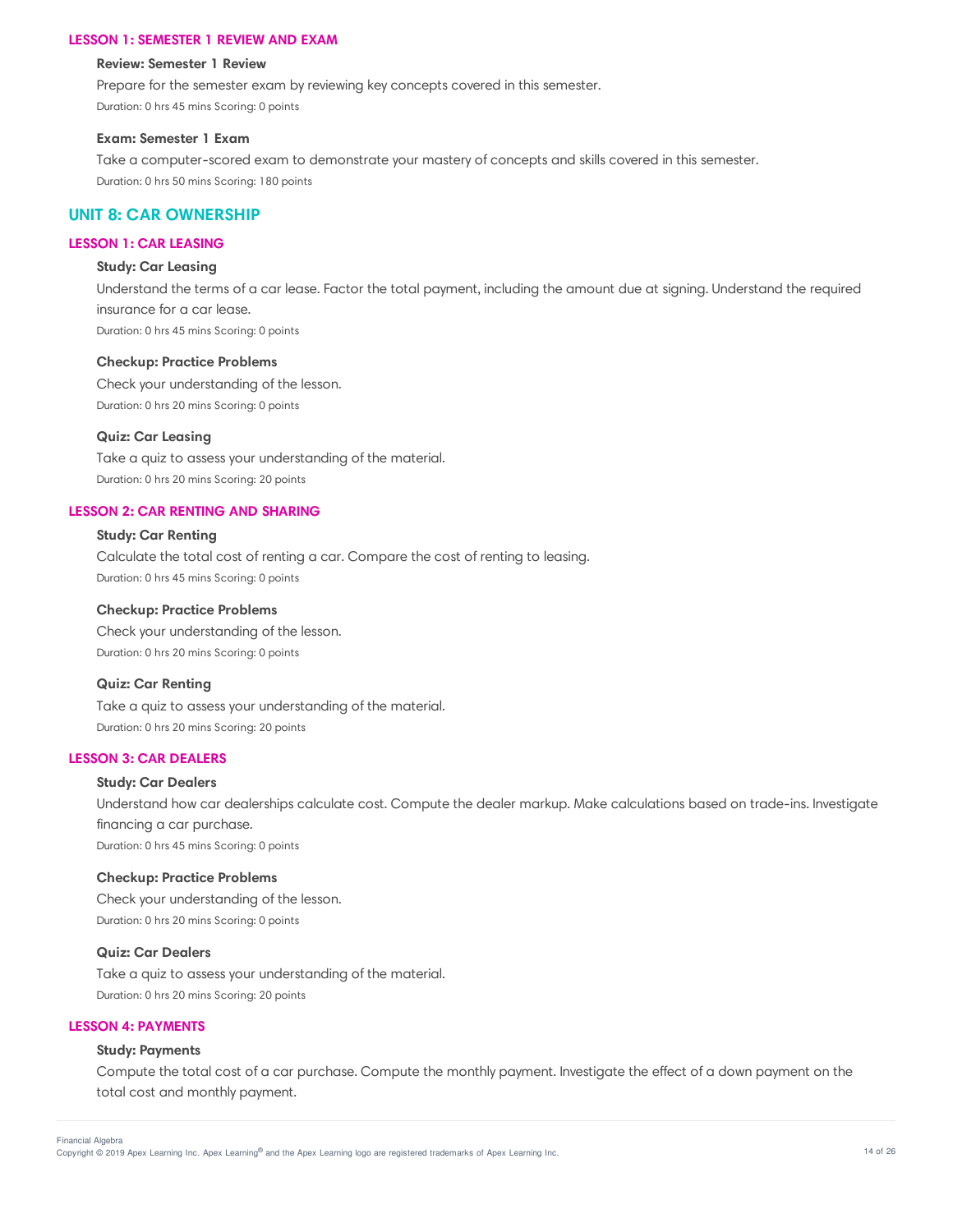### LESSON 1: SEMESTER 1 REVIEW AND EXAM

**Review: Semester 1 Review**

Prepare for the semester exam by reviewing key concepts covered in this semester.

Duration: 0 hrs 45 mins Scoring: 0 points

**Exam: Semester 1 Exam**

Take a computer-scored exam to demonstrate your mastery of concepts and skills covered in this semester.

Duration: 0 hrs 50 mins Scoring: 180 points

## UNIT 8: CAR OWNERSHIP

### LESSON 1: CAR LEASING

**Study: Car Leasing**

Understand the terms of a car lease. Factor the total payment, including the amount due at signing. Understand the required insurance for a car lease.

Duration: 0 hrs 45 mins Scoring: 0 points

**Checkup: Practice Problems**

Check your understanding of the lesson.

Duration: 0 hrs 20 mins Scoring: 0 points

**Quiz: Car Leasing**

Take a quiz to assess your understanding of the material.

Duration: 0 hrs 20 mins Scoring: 20 points

### LESSON 2: CAR RENTING AND SHARING

**Study: Car Renting**

Calculate the total cost of renting a car. Compare the cost of renting to leasing.

Duration: 0 hrs 45 mins Scoring: 0 points

**Checkup: Practice Problems**

Check your understanding of the lesson.

Duration: 0 hrs 20 mins Scoring: 0 points

**Quiz: Car Renting**

Take a quiz to assess your understanding of the material.

Duration: 0 hrs 20 mins Scoring: 20 points

### LESSON 3: CAR DEALERS

**Study: Car Dealers**

Understand how car dealerships calculate cost. Compute the dealer markup. Make calculations based on trade-ins. Investigate financing a car purchase.

Duration: 0 hrs 45 mins Scoring: 0 points

**Checkup: Practice Problems**

Check your understanding of the lesson.

Duration: 0 hrs 20 mins Scoring: 0 points

**Quiz: Car Dealers**

Take a quiz to assess your understanding of the material.

Duration: 0 hrs 20 mins Scoring: 20 points

### LESSON 4: PAYMENTS

**Study: Payments**

Compute the total cost of a car purchase. Compute the monthly payment. Investigate the effect of a down payment on the total cost and monthly payment.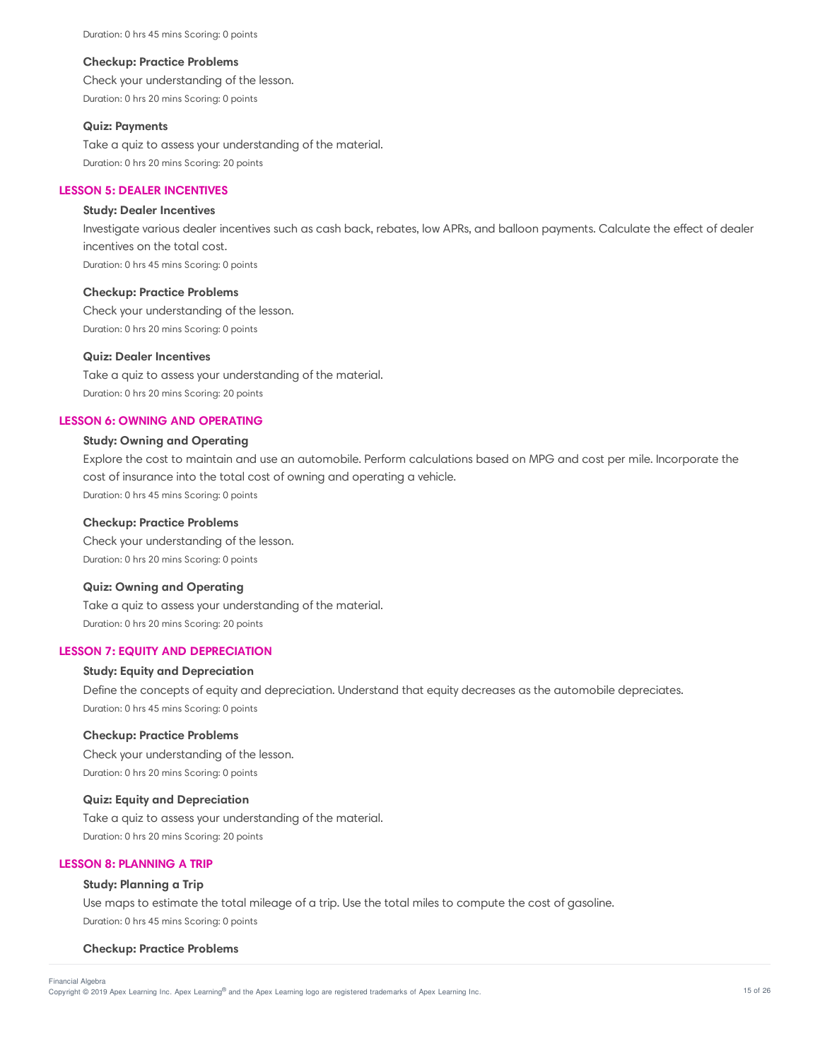Duration: 0 hrs 45 mins Scoring: 0 points

**Checkup: Practice Problems**

Check your understanding of the lesson.

Duration: 0 hrs 20 mins Scoring: 0 points

**Quiz: Payments**

Take a quiz to assess your understanding of the material.

Duration: 0 hrs 20 mins Scoring: 20 points

## LESSON 5: DEALER INCENTIVES

**Study: Dealer Incentives**

Investigate various dealer incentives such as cash back, rebates, low APRs, and balloon payments. Calculate the effect of dealer incentives on the total cost.

Duration: 0 hrs 45 mins Scoring: 0 points

**Checkup: Practice Problems**

Check your understanding of the lesson.

Duration: 0 hrs 20 mins Scoring: 0 points

**Quiz: Dealer Incentives**

Take a quiz to assess your understanding of the material.

Duration: 0 hrs 20 mins Scoring: 20 points

## LESSON 6: OWNING AND OPERATING

**Study: Owning and Operating**

Explore the cost to maintain and use an automobile. Perform calculations based on MPG and cost per mile. Incorporate the cost of insurance into the total cost of owning and operating a vehicle.

Duration: 0 hrs 45 mins Scoring: 0 points

**Checkup: Practice Problems**

Check your understanding of the lesson.

Duration: 0 hrs 20 mins Scoring: 0 points

**Quiz: Owning and Operating**

Take a quiz to assess your understanding of the material.

Duration: 0 hrs 20 mins Scoring: 20 points

## LESSON 7: EQUITY AND DEPRECIATION

**Study: Equity and Depreciation**

Define the concepts of equity and depreciation. Understand that equity decreases as the automobile depreciates.

Duration: 0 hrs 45 mins Scoring: 0 points

**Checkup: Practice Problems**

Check your understanding of the lesson.

Duration: 0 hrs 20 mins Scoring: 0 points

**Quiz: Equity and Depreciation**

Take a quiz to assess your understanding of the material.

Duration: 0 hrs 20 mins Scoring: 20 points

## LESSON 8: PLANNING A TRIP

**Study: Planning a Trip**

Use maps to estimate the total mileage of a trip. Use the total miles to compute the cost of gasoline.

Duration: 0 hrs 45 mins Scoring: 0 points

**Checkup: Practice Problems**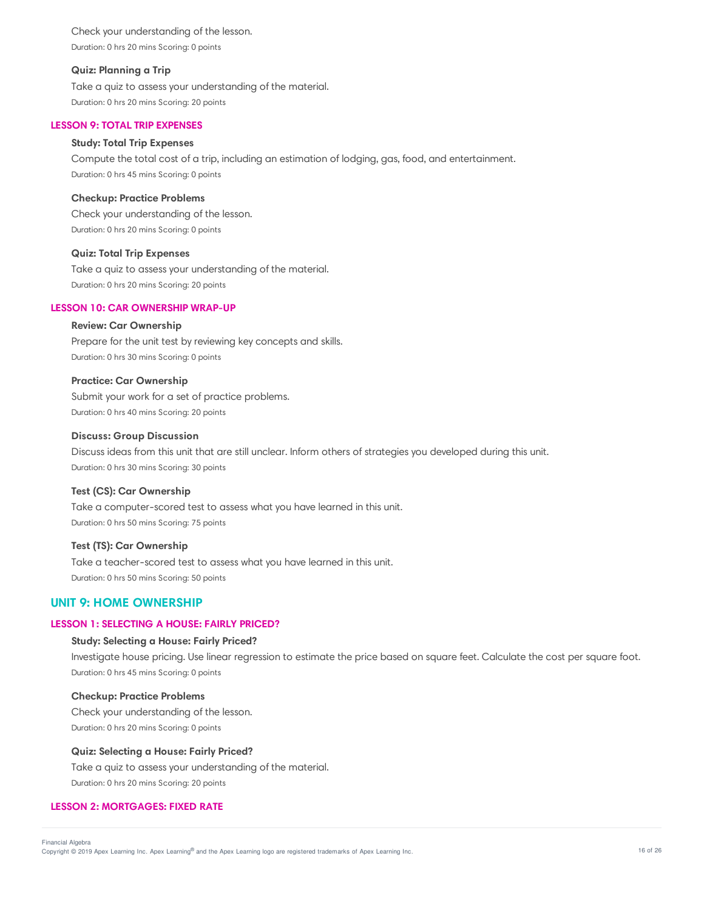Check your understanding of the lesson.

Duration: 0 hrs 20 mins Scoring: 0 points

**Quiz: Planning a Trip**

Take a quiz to assess your understanding of the material.

Duration: 0 hrs 20 mins Scoring: 20 points

### LESSON 9: TOTAL TRIP EXPENSES

**Study: Total Trip Expenses**

Compute the total cost of a trip, including an estimation of lodging, gas, food, and entertainment.

Duration: 0 hrs 45 mins Scoring: 0 points

**Checkup: Practice Problems**

Check your understanding of the lesson.

Duration: 0 hrs 20 mins Scoring: 0 points

**Quiz: Total Trip Expenses**

Take a quiz to assess your understanding of the material.

Duration: 0 hrs 20 mins Scoring: 20 points

### LESSON 10: CAR OWNERSHIP WRAP-UP

**Review: Car Ownership**

Prepare for the unit test by reviewing key concepts and skills.

Duration: 0 hrs 30 mins Scoring: 0 points

**Practice: Car Ownership**

Submit your work for a set of practice problems.

Duration: 0 hrs 40 mins Scoring: 20 points

**Discuss: Group Discussion**

Discuss ideas from this unit that are still unclear. Inform others of strategies you developed during this unit.

Duration: 0 hrs 30 mins Scoring: 30 points

**Test (CS): Car Ownership**

Take a computer-scored test to assess what you have learned in this unit.

Duration: 0 hrs 50 mins Scoring: 75 points

**Test (TS): Car Ownership**

Take a teacher-scored test to assess what you have learned in this unit.

Duration: 0 hrs 50 mins Scoring: 50 points

## UNIT 9: HOME OWNERSHIP

### LESSON 1: SELECTING A HOUSE: FAIRLY PRICED?

**Study: Selecting a House: Fairly Priced?**

Investigate house pricing. Use linear regression to estimate the price based on square feet. Calculate the cost per square foot.

Duration: 0 hrs 45 mins Scoring: 0 points

**Checkup: Practice Problems**

Check your understanding of the lesson.

Duration: 0 hrs 20 mins Scoring: 0 points

**Quiz: Selecting a House: Fairly Priced?**

Take a quiz to assess your understanding of the material.

Duration: 0 hrs 20 mins Scoring: 20 points

### LESSON 2: MORTGAGES: FIXED RATE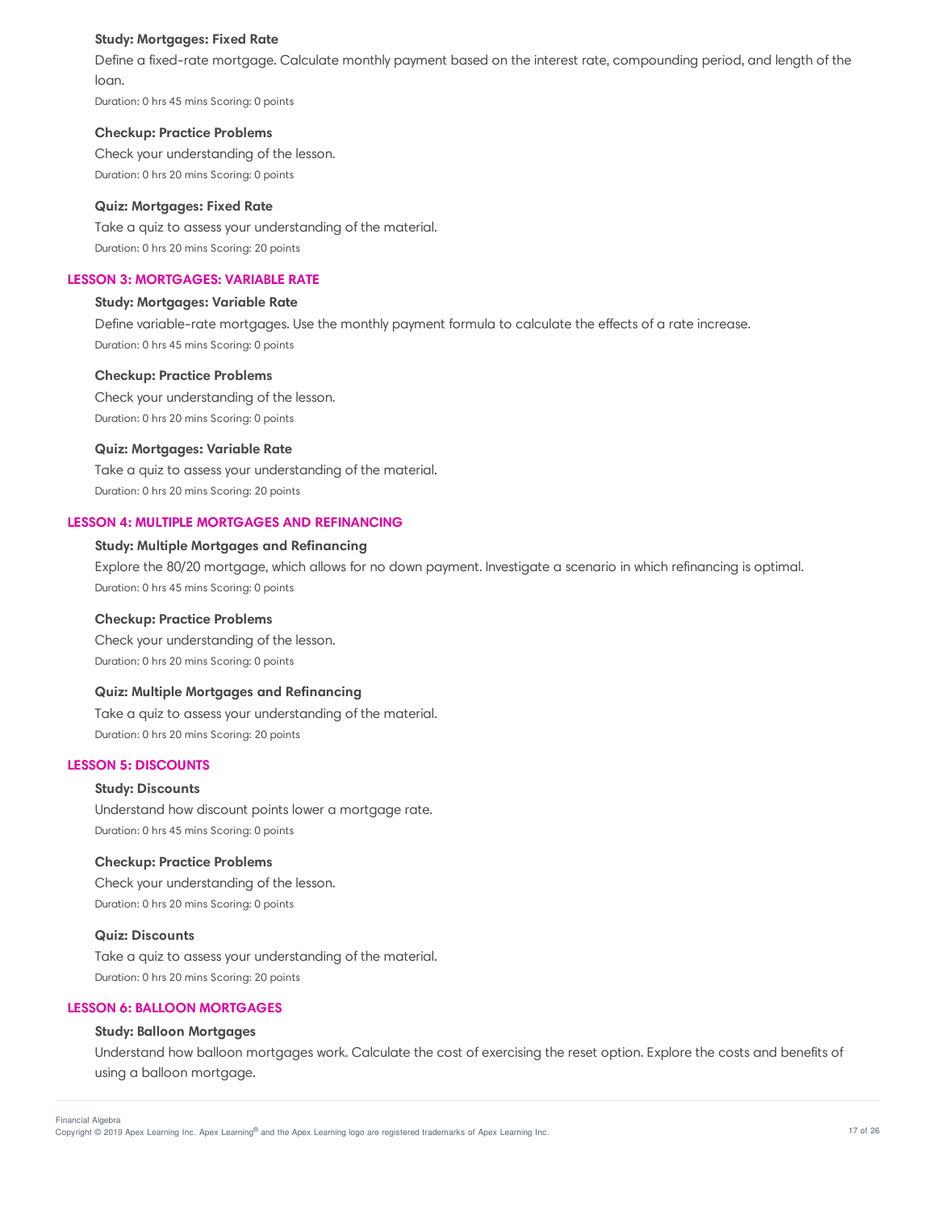#### Study: Mortgages: Fixed Rate

Define a fixed-rate mortgage. Calculate monthly payment based on the interest rate, compounding period, and length of the loan.

Duration: 0 hrs 45 mins Scoring: 0 points

#### Checkup: Practice Problems

Check your understanding of the lesson.

Duration: 0 hrs 20 mins Scoring: 0 points

#### Quiz: Mortgages: Fixed Rate

Take a quiz to assess your understanding of the material.

Duration: 0 hrs 20 mins Scoring: 20 points

### LESSON 3: MORTGAGES: VARIABLE RATE

#### Study: Mortgages: Variable Rate

Define variable-rate mortgages. Use the monthly payment formula to calculate the effects of a rate increase.

Duration: 0 hrs 45 mins Scoring: 0 points

#### Checkup: Practice Problems

Check your understanding of the lesson.

Duration: 0 hrs 20 mins Scoring: 0 points

#### Quiz: Mortgages: Variable Rate

Take a quiz to assess your understanding of the material.

Duration: 0 hrs 20 mins Scoring: 20 points

### LESSON 4: MULTIPLE MORTGAGES AND REFINANCING

#### Study: Multiple Mortgages and Refinancing

Explore the 80/20 mortgage, which allows for no down payment. Investigate a scenario in which refinancing is optimal.

Duration: 0 hrs 45 mins Scoring: 0 points

#### Checkup: Practice Problems

Check your understanding of the lesson.

Duration: 0 hrs 20 mins Scoring: 0 points

#### Quiz: Multiple Mortgages and Refinancing

Take a quiz to assess your understanding of the material.

Duration: 0 hrs 20 mins Scoring: 20 points

### LESSON 5: DISCOUNTS

#### Study: Discounts

Understand how discount points lower a mortgage rate.

Duration: 0 hrs 45 mins Scoring: 0 points

#### Checkup: Practice Problems

Check your understanding of the lesson.

Duration: 0 hrs 20 mins Scoring: 0 points

#### Quiz: Discounts

Take a quiz to assess your understanding of the material.

Duration: 0 hrs 20 mins Scoring: 20 points

### LESSON 6: BALLOON MORTGAGES

#### Study: Balloon Mortgages

Understand how balloon mortgages work. Calculate the cost of exercising the reset option. Explore the costs and benefits of using a balloon mortgage.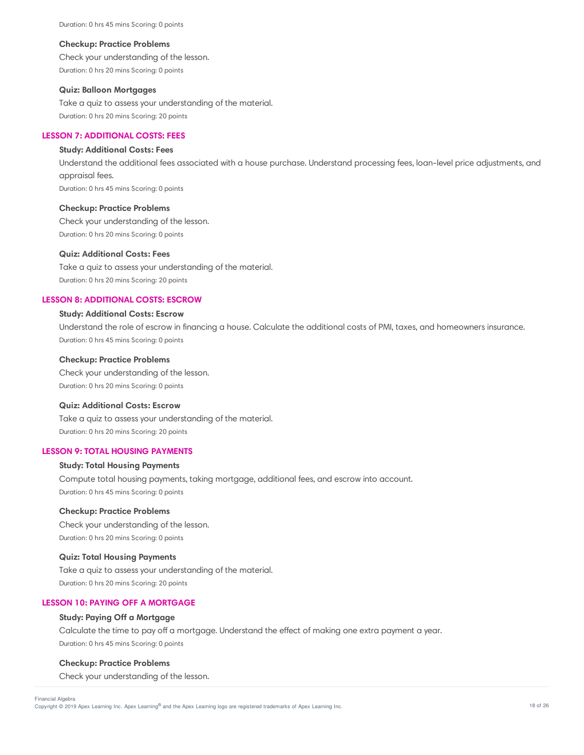Duration: 0 hrs 45 mins Scoring: 0 points

**Checkup: Practice Problems**

Check your understanding of the lesson.

Duration: 0 hrs 20 mins Scoring: 0 points

**Quiz: Balloon Mortgages**

Take a quiz to assess your understanding of the material.

Duration: 0 hrs 20 mins Scoring: 20 points

## LESSON 7: ADDITIONAL COSTS: FEES

**Study: Additional Costs: Fees**

Understand the additional fees associated with a house purchase. Understand processing fees, loan-level price adjustments, and appraisal fees.

Duration: 0 hrs 45 mins Scoring: 0 points

**Checkup: Practice Problems**

Check your understanding of the lesson.

Duration: 0 hrs 20 mins Scoring: 0 points

**Quiz: Additional Costs: Fees**

Take a quiz to assess your understanding of the material.

Duration: 0 hrs 20 mins Scoring: 20 points

## LESSON 8: ADDITIONAL COSTS: ESCROW

**Study: Additional Costs: Escrow**

Understand the role of escrow in financing a house. Calculate the additional costs of PMI, taxes, and homeowners insurance.

Duration: 0 hrs 45 mins Scoring: 0 points

**Checkup: Practice Problems**

Check your understanding of the lesson.

Duration: 0 hrs 20 mins Scoring: 0 points

**Quiz: Additional Costs: Escrow**

Take a quiz to assess your understanding of the material.

Duration: 0 hrs 20 mins Scoring: 20 points

## LESSON 9: TOTAL HOUSING PAYMENTS

**Study: Total Housing Payments**

Compute total housing payments, taking mortgage, additional fees, and escrow into account.

Duration: 0 hrs 45 mins Scoring: 0 points

**Checkup: Practice Problems**

Check your understanding of the lesson.

Duration: 0 hrs 20 mins Scoring: 0 points

**Quiz: Total Housing Payments**

Take a quiz to assess your understanding of the material.

Duration: 0 hrs 20 mins Scoring: 20 points

## LESSON 10: PAYING OFF A MORTGAGE

**Study: Paying Off a Mortgage**

Calculate the time to pay off a mortgage. Understand the effect of making one extra payment a year.

Duration: 0 hrs 45 mins Scoring: 0 points

**Checkup: Practice Problems**

Check your understanding of the lesson.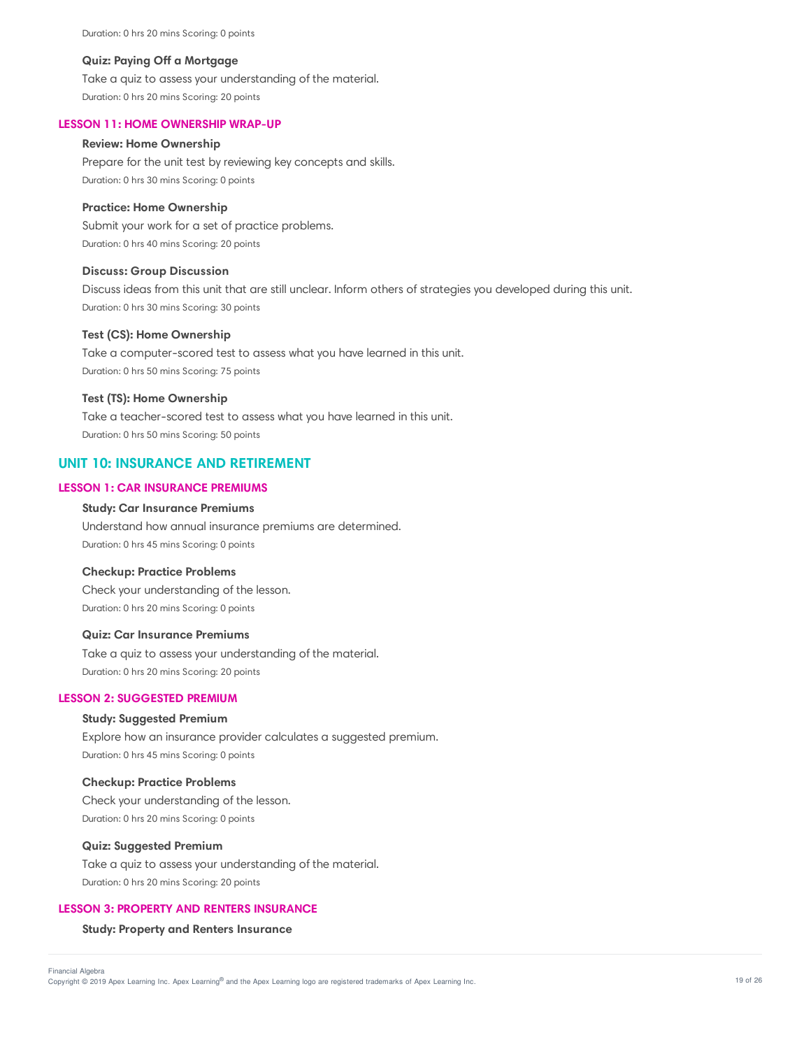Duration: 0 hrs 20 mins Scoring: 0 points

**Quiz: Paying Off a Mortgage**

Take a quiz to assess your understanding of the material.

Duration: 0 hrs 20 mins Scoring: 20 points

### LESSON 11: HOME OWNERSHIP WRAP-UP

**Review: Home Ownership**

Prepare for the unit test by reviewing key concepts and skills.

Duration: 0 hrs 30 mins Scoring: 0 points

**Practice: Home Ownership**

Submit your work for a set of practice problems.

Duration: 0 hrs 40 mins Scoring: 20 points

**Discuss: Group Discussion**

Discuss ideas from this unit that are still unclear. Inform others of strategies you developed during this unit.

Duration: 0 hrs 30 mins Scoring: 30 points

**Test (CS): Home Ownership**

Take a computer-scored test to assess what you have learned in this unit.

Duration: 0 hrs 50 mins Scoring: 75 points

**Test (TS): Home Ownership**

Take a teacher-scored test to assess what you have learned in this unit.

Duration: 0 hrs 50 mins Scoring: 50 points

## UNIT 10: INSURANCE AND RETIREMENT

### LESSON 1: CAR INSURANCE PREMIUMS

**Study: Car Insurance Premiums**

Understand how annual insurance premiums are determined.

Duration: 0 hrs 45 mins Scoring: 0 points

**Checkup: Practice Problems**

Check your understanding of the lesson.

Duration: 0 hrs 20 mins Scoring: 0 points

**Quiz: Car Insurance Premiums**

Take a quiz to assess your understanding of the material.

Duration: 0 hrs 20 mins Scoring: 20 points

### LESSON 2: SUGGESTED PREMIUM

**Study: Suggested Premium**

Explore how an insurance provider calculates a suggested premium.

Duration: 0 hrs 45 mins Scoring: 0 points

**Checkup: Practice Problems**

Check your understanding of the lesson.

Duration: 0 hrs 20 mins Scoring: 0 points

**Quiz: Suggested Premium**

Take a quiz to assess your understanding of the material.

Duration: 0 hrs 20 mins Scoring: 20 points

### LESSON 3: PROPERTY AND RENTERS INSURANCE

**Study: Property and Renters Insurance**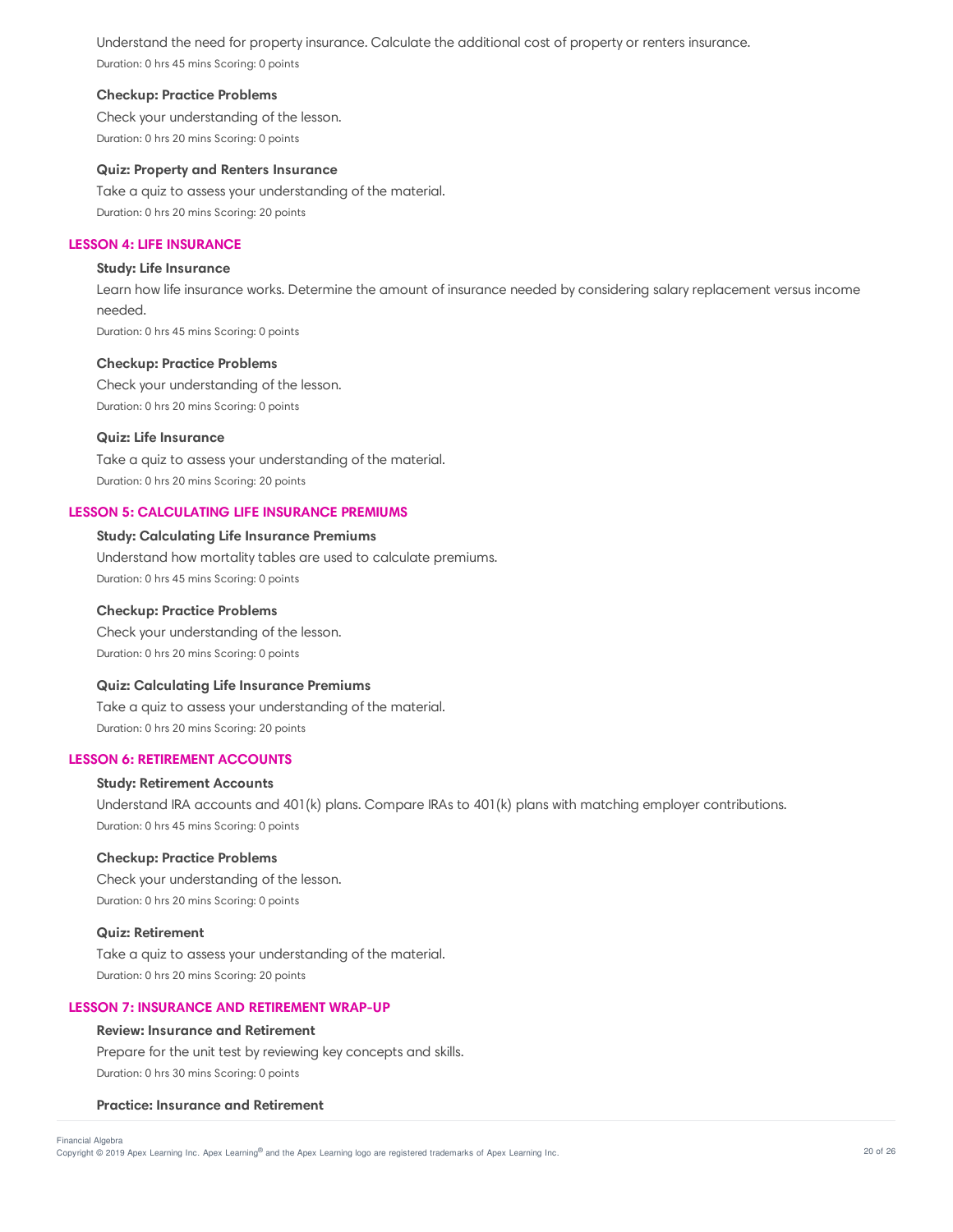Understand the need for property insurance. Calculate the additional cost of property or renters insurance.

Duration: 0 hrs 45 mins Scoring: 0 points

**Checkup: Practice Problems**

Check your understanding of the lesson.

Duration: 0 hrs 20 mins Scoring: 0 points

**Quiz: Property and Renters Insurance**

Take a quiz to assess your understanding of the material.

Duration: 0 hrs 20 mins Scoring: 20 points

### LESSON 4: LIFE INSURANCE

**Study: Life Insurance**

Learn how life insurance works. Determine the amount of insurance needed by considering salary replacement versus income needed.

Duration: 0 hrs 45 mins Scoring: 0 points

**Checkup: Practice Problems**

Check your understanding of the lesson.

Duration: 0 hrs 20 mins Scoring: 0 points

**Quiz: Life Insurance**

Take a quiz to assess your understanding of the material.

Duration: 0 hrs 20 mins Scoring: 20 points

### LESSON 5: CALCULATING LIFE INSURANCE PREMIUMS

**Study: Calculating Life Insurance Premiums**

Understand how mortality tables are used to calculate premiums.

Duration: 0 hrs 45 mins Scoring: 0 points

**Checkup: Practice Problems**

Check your understanding of the lesson.

Duration: 0 hrs 20 mins Scoring: 0 points

**Quiz: Calculating Life Insurance Premiums**

Take a quiz to assess your understanding of the material.

Duration: 0 hrs 20 mins Scoring: 20 points

### LESSON 6: RETIREMENT ACCOUNTS

**Study: Retirement Accounts**

Understand IRA accounts and 401(k) plans. Compare IRAs to 401(k) plans with matching employer contributions.

Duration: 0 hrs 45 mins Scoring: 0 points

**Checkup: Practice Problems**

Check your understanding of the lesson.

Duration: 0 hrs 20 mins Scoring: 0 points

**Quiz: Retirement**

Take a quiz to assess your understanding of the material.

Duration: 0 hrs 20 mins Scoring: 20 points

### LESSON 7: INSURANCE AND RETIREMENT WRAP-UP

**Review: Insurance and Retirement**

Prepare for the unit test by reviewing key concepts and skills.

Duration: 0 hrs 30 mins Scoring: 0 points

**Practice: Insurance and Retirement**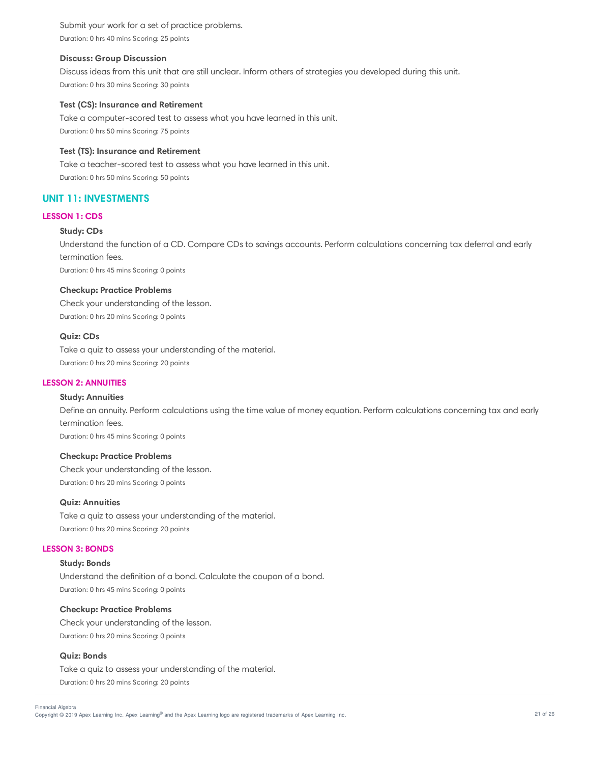Submit your work for a set of practice problems.

Duration: 0 hrs 40 mins Scoring: 25 points

**Discuss: Group Discussion**

Discuss ideas from this unit that are still unclear. Inform others of strategies you developed during this unit.

Duration: 0 hrs 30 mins Scoring: 30 points

**Test (CS): Insurance and Retirement**

Take a computer-scored test to assess what you have learned in this unit.

Duration: 0 hrs 50 mins Scoring: 75 points

**Test (TS): Insurance and Retirement**

Take a teacher-scored test to assess what you have learned in this unit.

Duration: 0 hrs 50 mins Scoring: 50 points

## UNIT 11: INVESTMENTS

### LESSON 1: CDS

**Study: CDs**

Understand the function of a CD. Compare CDs to savings accounts. Perform calculations concerning tax deferral and early termination fees.

Duration: 0 hrs 45 mins Scoring: 0 points

**Checkup: Practice Problems**

Check your understanding of the lesson.

Duration: 0 hrs 20 mins Scoring: 0 points

**Quiz: CDs**

Take a quiz to assess your understanding of the material.

Duration: 0 hrs 20 mins Scoring: 20 points

### LESSON 2: ANNUITIES

**Study: Annuities**

Define an annuity. Perform calculations using the time value of money equation. Perform calculations concerning tax and early termination fees.

Duration: 0 hrs 45 mins Scoring: 0 points

**Checkup: Practice Problems**

Check your understanding of the lesson.

Duration: 0 hrs 20 mins Scoring: 0 points

**Quiz: Annuities**

Take a quiz to assess your understanding of the material.

Duration: 0 hrs 20 mins Scoring: 20 points

### LESSON 3: BONDS

**Study: Bonds**

Understand the definition of a bond. Calculate the coupon of a bond.

Duration: 0 hrs 45 mins Scoring: 0 points

**Checkup: Practice Problems**

Check your understanding of the lesson.

Duration: 0 hrs 20 mins Scoring: 0 points

**Quiz: Bonds**

Take a quiz to assess your understanding of the material.

Duration: 0 hrs 20 mins Scoring: 20 points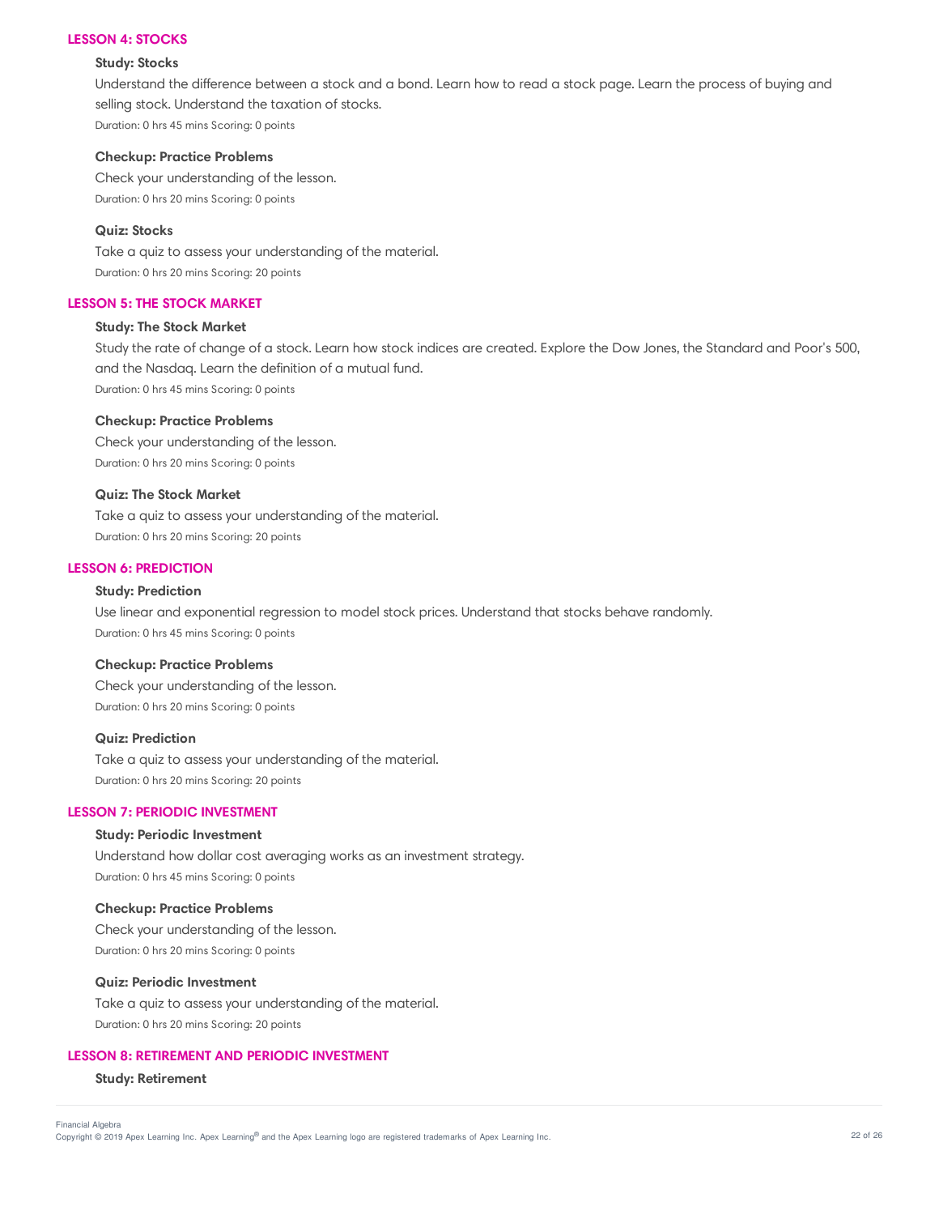## LESSON 4: STOCKS

### Study: Stocks

Understand the difference between a stock and a bond. Learn how to read a stock page. Learn the process of buying and selling stock. Understand the taxation of stocks.

Duration: 0 hrs 45 mins Scoring: 0 points

### Checkup: Practice Problems

Check your understanding of the lesson.

Duration: 0 hrs 20 mins Scoring: 0 points

### Quiz: Stocks

Take a quiz to assess your understanding of the material.

Duration: 0 hrs 20 mins Scoring: 20 points

## LESSON 5: THE STOCK MARKET

### Study: The Stock Market

Study the rate of change of a stock. Learn how stock indices are created. Explore the Dow Jones, the Standard and Poor's 500, and the Nasdaq. Learn the definition of a mutual fund.

Duration: 0 hrs 45 mins Scoring: 0 points

### Checkup: Practice Problems

Check your understanding of the lesson.

Duration: 0 hrs 20 mins Scoring: 0 points

### Quiz: The Stock Market

Take a quiz to assess your understanding of the material.

Duration: 0 hrs 20 mins Scoring: 20 points

## LESSON 6: PREDICTION

### Study: Prediction

Use linear and exponential regression to model stock prices. Understand that stocks behave randomly.

Duration: 0 hrs 45 mins Scoring: 0 points

### Checkup: Practice Problems

Check your understanding of the lesson.

Duration: 0 hrs 20 mins Scoring: 0 points

### Quiz: Prediction

Take a quiz to assess your understanding of the material.

Duration: 0 hrs 20 mins Scoring: 20 points

## LESSON 7: PERIODIC INVESTMENT

### Study: Periodic Investment

Understand how dollar cost averaging works as an investment strategy.

Duration: 0 hrs 45 mins Scoring: 0 points

### Checkup: Practice Problems

Check your understanding of the lesson.

Duration: 0 hrs 20 mins Scoring: 0 points

### Quiz: Periodic Investment

Take a quiz to assess your understanding of the material.

Duration: 0 hrs 20 mins Scoring: 20 points

## LESSON 8: RETIREMENT AND PERIODIC INVESTMENT

### Study: Retirement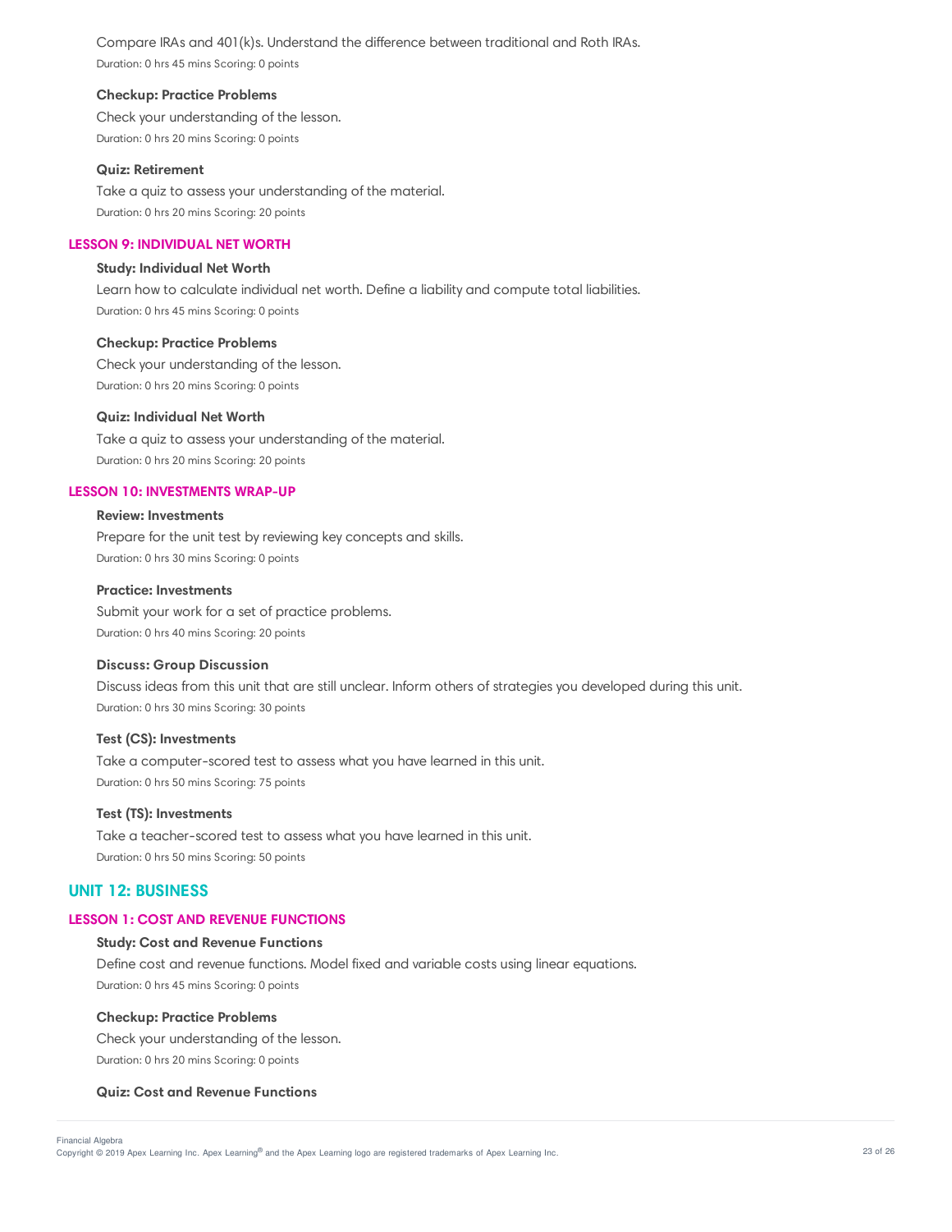Compare IRAs and 401(k)s. Understand the difference between traditional and Roth IRAs.

Duration: 0 hrs 45 mins Scoring: 0 points

**Checkup: Practice Problems**

Check your understanding of the lesson.

Duration: 0 hrs 20 mins Scoring: 0 points

**Quiz: Retirement**

Take a quiz to assess your understanding of the material.

Duration: 0 hrs 20 mins Scoring: 20 points

### LESSON 9: INDIVIDUAL NET WORTH

**Study: Individual Net Worth**

Learn how to calculate individual net worth. Define a liability and compute total liabilities.

Duration: 0 hrs 45 mins Scoring: 0 points

**Checkup: Practice Problems**

Check your understanding of the lesson.

Duration: 0 hrs 20 mins Scoring: 0 points

**Quiz: Individual Net Worth**

Take a quiz to assess your understanding of the material.

Duration: 0 hrs 20 mins Scoring: 20 points

### LESSON 10: INVESTMENTS WRAP-UP

**Review: Investments**

Prepare for the unit test by reviewing key concepts and skills.

Duration: 0 hrs 30 mins Scoring: 0 points

**Practice: Investments**

Submit your work for a set of practice problems.

Duration: 0 hrs 40 mins Scoring: 20 points

**Discuss: Group Discussion**

Discuss ideas from this unit that are still unclear. Inform others of strategies you developed during this unit.

Duration: 0 hrs 30 mins Scoring: 30 points

**Test (CS): Investments**

Take a computer-scored test to assess what you have learned in this unit.

Duration: 0 hrs 50 mins Scoring: 75 points

**Test (TS): Investments**

Take a teacher-scored test to assess what you have learned in this unit.

Duration: 0 hrs 50 mins Scoring: 50 points

## UNIT 12: BUSINESS

### LESSON 1: COST AND REVENUE FUNCTIONS

**Study: Cost and Revenue Functions**

Define cost and revenue functions. Model fixed and variable costs using linear equations.

Duration: 0 hrs 45 mins Scoring: 0 points

**Checkup: Practice Problems**

Check your understanding of the lesson.

Duration: 0 hrs 20 mins Scoring: 0 points

**Quiz: Cost and Revenue Functions**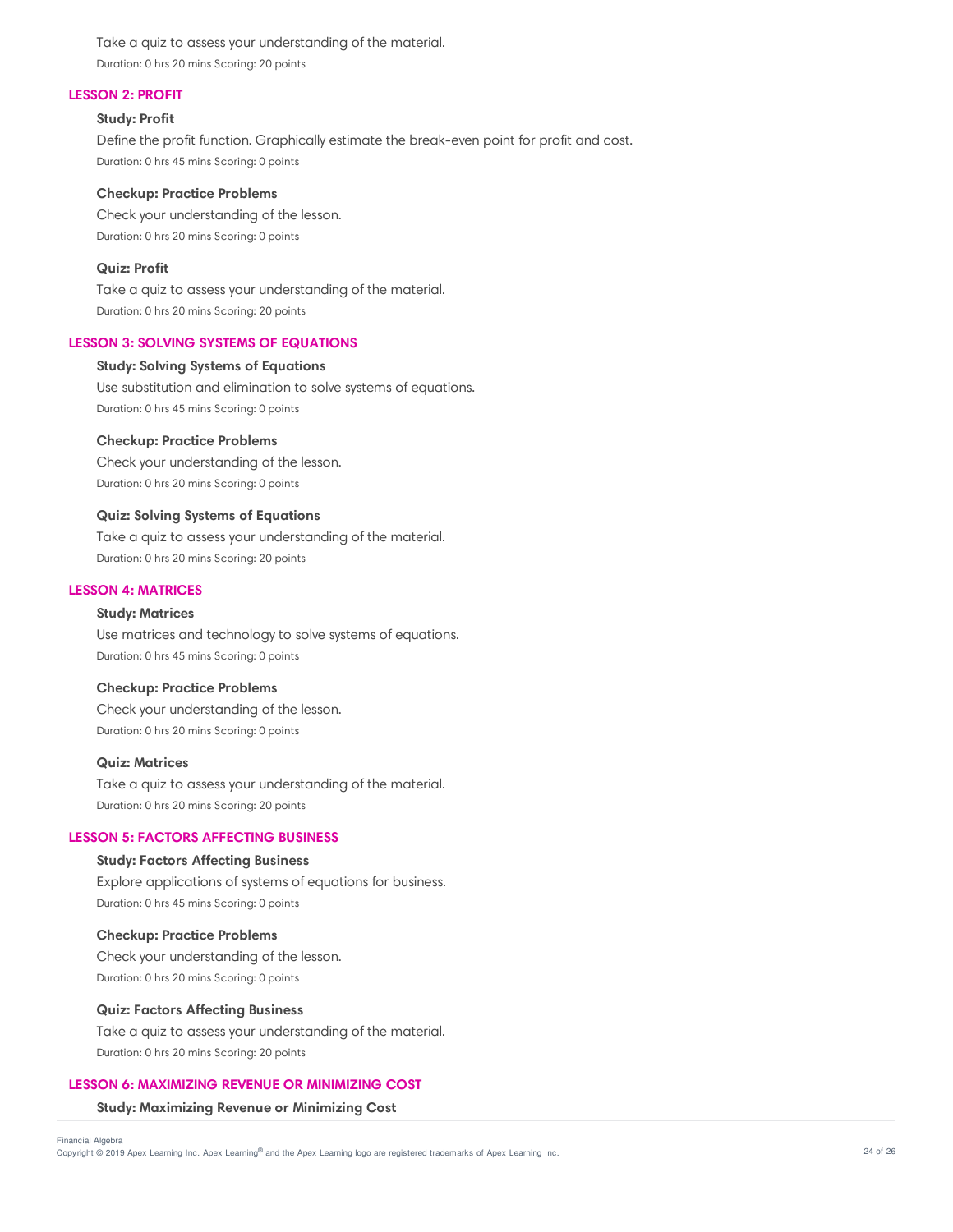Take a quiz to assess your understanding of the material.

Duration: 0 hrs 20 mins Scoring: 20 points

### LESSON 2: PROFIT

**Study: Profit**

Define the profit function. Graphically estimate the break-even point for profit and cost.

Duration: 0 hrs 45 mins Scoring: 0 points

**Checkup: Practice Problems**

Check your understanding of the lesson.

Duration: 0 hrs 20 mins Scoring: 0 points

**Quiz: Profit**

Take a quiz to assess your understanding of the material.

Duration: 0 hrs 20 mins Scoring: 20 points

### LESSON 3: SOLVING SYSTEMS OF EQUATIONS

**Study: Solving Systems of Equations**

Use substitution and elimination to solve systems of equations.

Duration: 0 hrs 45 mins Scoring: 0 points

**Checkup: Practice Problems**

Check your understanding of the lesson.

Duration: 0 hrs 20 mins Scoring: 0 points

**Quiz: Solving Systems of Equations**

Take a quiz to assess your understanding of the material.

Duration: 0 hrs 20 mins Scoring: 20 points

### LESSON 4: MATRICES

**Study: Matrices**

Use matrices and technology to solve systems of equations.

Duration: 0 hrs 45 mins Scoring: 0 points

**Checkup: Practice Problems**

Check your understanding of the lesson.

Duration: 0 hrs 20 mins Scoring: 0 points

**Quiz: Matrices**

Take a quiz to assess your understanding of the material.

Duration: 0 hrs 20 mins Scoring: 20 points

### LESSON 5: FACTORS AFFECTING BUSINESS

**Study: Factors Affecting Business**

Explore applications of systems of equations for business.

Duration: 0 hrs 45 mins Scoring: 0 points

**Checkup: Practice Problems**

Check your understanding of the lesson.

Duration: 0 hrs 20 mins Scoring: 0 points

**Quiz: Factors Affecting Business**

Take a quiz to assess your understanding of the material.

Duration: 0 hrs 20 mins Scoring: 20 points

### LESSON 6: MAXIMIZING REVENUE OR MINIMIZING COST

**Study: Maximizing Revenue or Minimizing Cost**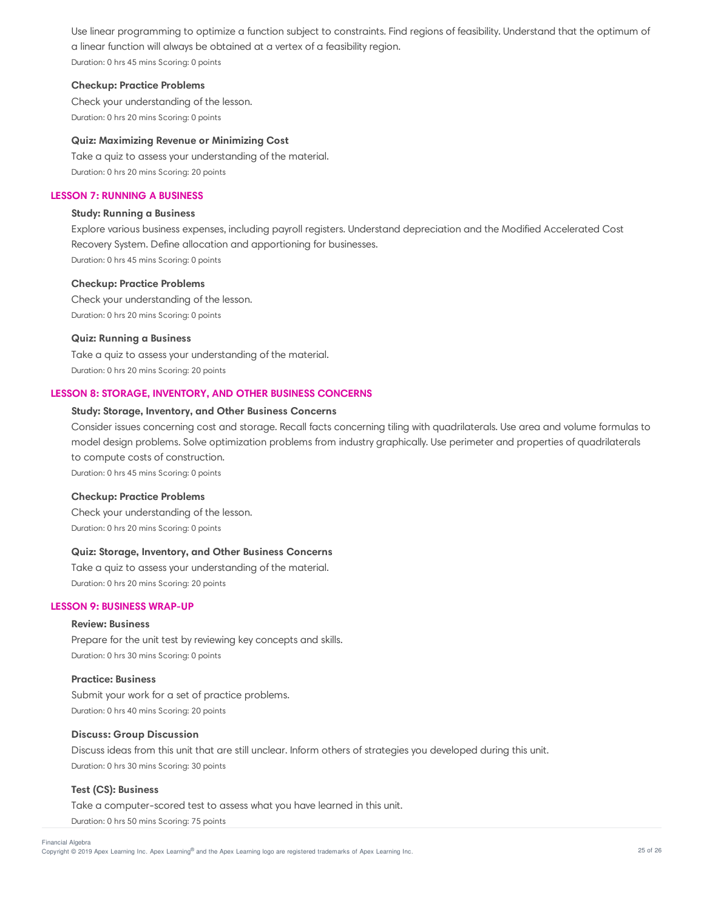Use linear programming to optimize a function subject to constraints. Find regions of feasibility. Understand that the optimum of a linear function will always be obtained at a vertex of a feasibility region.

Duration: 0 hrs 45 mins Scoring: 0 points

**Checkup: Practice Problems**

Check your understanding of the lesson.

Duration: 0 hrs 20 mins Scoring: 0 points

**Quiz: Maximizing Revenue or Minimizing Cost**

Take a quiz to assess your understanding of the material.

Duration: 0 hrs 20 mins Scoring: 20 points

## LESSON 7: RUNNING A BUSINESS

**Study: Running a Business**

Explore various business expenses, including payroll registers. Understand depreciation and the Modified Accelerated Cost Recovery System. Define allocation and apportioning for businesses.

Duration: 0 hrs 45 mins Scoring: 0 points

**Checkup: Practice Problems**

Check your understanding of the lesson.

Duration: 0 hrs 20 mins Scoring: 0 points

**Quiz: Running a Business**

Take a quiz to assess your understanding of the material.

Duration: 0 hrs 20 mins Scoring: 20 points

## LESSON 8: STORAGE, INVENTORY, AND OTHER BUSINESS CONCERNS

**Study: Storage, Inventory, and Other Business Concerns**

Consider issues concerning cost and storage. Recall facts concerning tiling with quadrilaterals. Use area and volume formulas to model design problems. Solve optimization problems from industry graphically. Use perimeter and properties of quadrilaterals to compute costs of construction.

Duration: 0 hrs 45 mins Scoring: 0 points

**Checkup: Practice Problems**

Check your understanding of the lesson.

Duration: 0 hrs 20 mins Scoring: 0 points

**Quiz: Storage, Inventory, and Other Business Concerns**

Take a quiz to assess your understanding of the material.

Duration: 0 hrs 20 mins Scoring: 20 points

## LESSON 9: BUSINESS WRAP-UP

**Review: Business**

Prepare for the unit test by reviewing key concepts and skills.

Duration: 0 hrs 30 mins Scoring: 0 points

**Practice: Business**

Submit your work for a set of practice problems.

Duration: 0 hrs 40 mins Scoring: 20 points

**Discuss: Group Discussion**

Discuss ideas from this unit that are still unclear. Inform others of strategies you developed during this unit.

Duration: 0 hrs 30 mins Scoring: 30 points

**Test (CS): Business**

Take a computer-scored test to assess what you have learned in this unit.

Duration: 0 hrs 50 mins Scoring: 75 points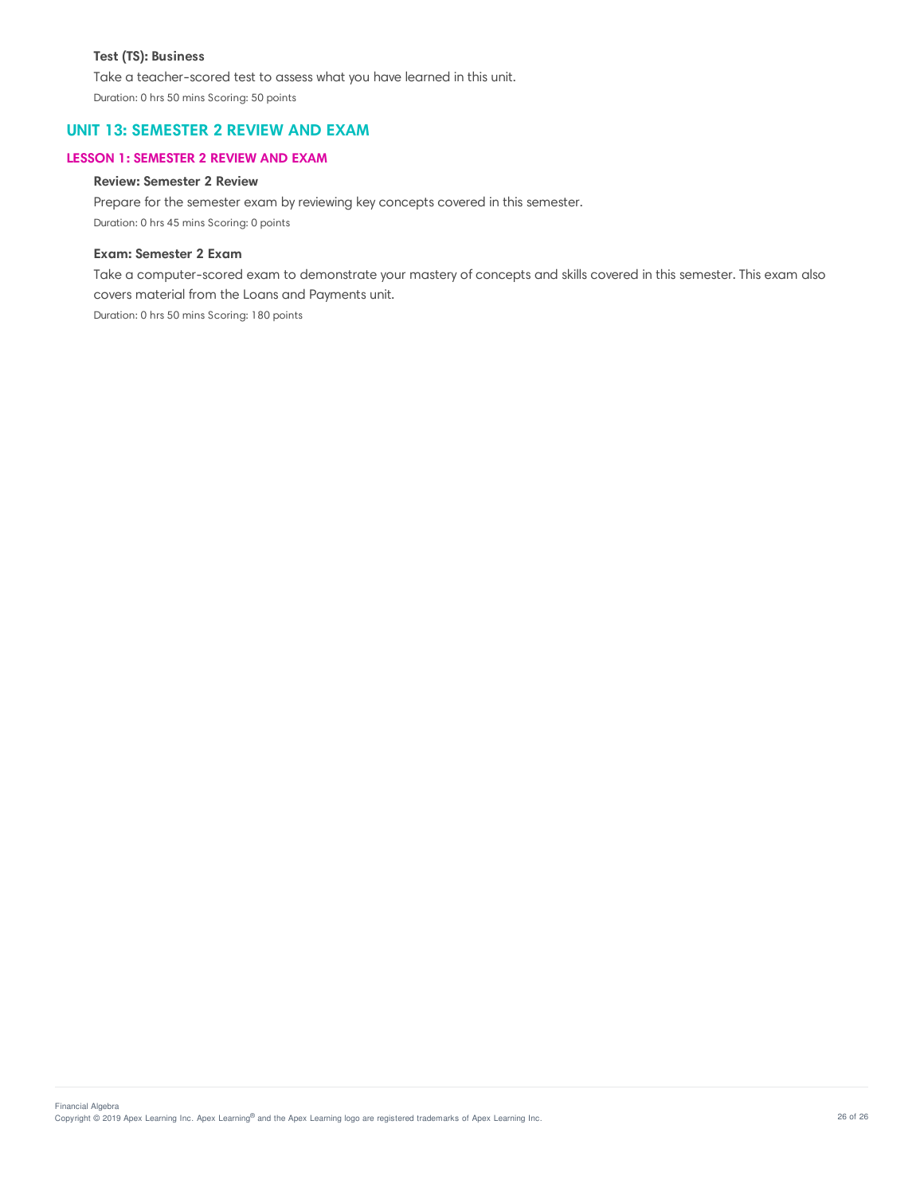**Test (TS): Business**

Take a teacher-scored test to assess what you have learned in this unit.

Duration: 0 hrs 50 mins Scoring: 50 points

## UNIT 13: SEMESTER 2 REVIEW AND EXAM

### LESSON 1: SEMESTER 2 REVIEW AND EXAM

**Review: Semester 2 Review**

Prepare for the semester exam by reviewing key concepts covered in this semester.

Duration: 0 hrs 45 mins Scoring: 0 points

**Exam: Semester 2 Exam**

Take a computer-scored exam to demonstrate your mastery of concepts and skills covered in this semester. This exam also covers material from the Loans and Payments unit.

Duration: 0 hrs 50 mins Scoring: 180 points